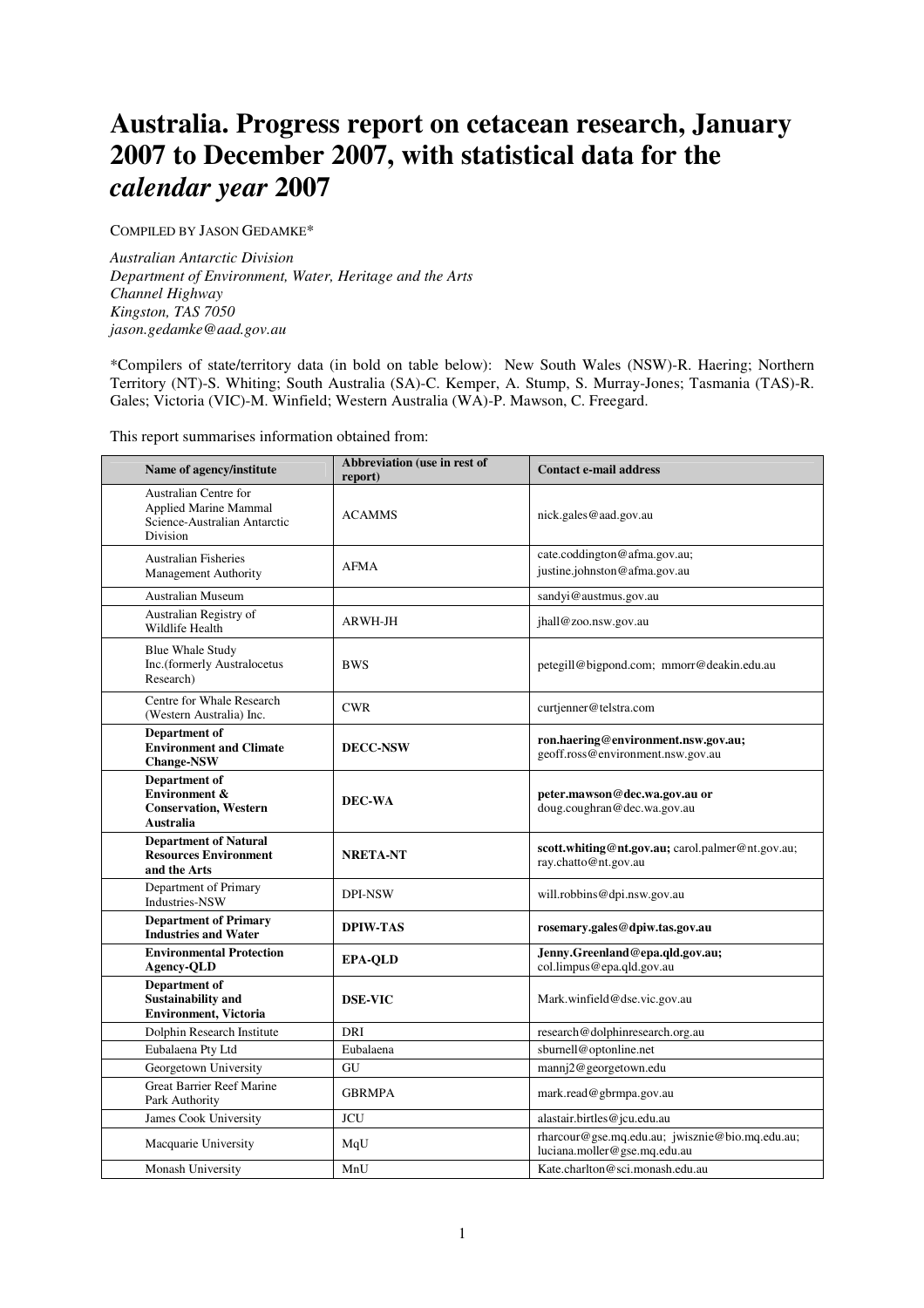# Australia. Progress report on cetacean research, January 2007 to December 2007, with statistical data for the *calendar year* 2007

COMPILED BY JASON GEDAMKE*

*Australian Antarctic Division*
*Department of Environment, Water, Heritage and the Arts*
*Channel Highway*
*Kingston, TAS 7050*
*jason.gedamke@aad.gov.au*

*Compilers of state/territory data (in bold on table below): New South Wales (NSW)-R. Haering; Northern Territory (NT)-S. Whiting; South Australia (SA)-C. Kemper, A. Stump, S. Murray-Jones; Tasmania (TAS)-R. Gales; Victoria (VIC)-M. Winfield; Western Australia (WA)-P. Mawson, C. Freegard.

This report summarises information obtained from:

| Name of agency/institute | Abbreviation (use in rest of report) | Contact e-mail address |
|---|---|---|
| Australian Centre for Applied Marine Mammal Science-Australian Antarctic Division | ACAMMS | nick.gales@aad.gov.au |
| Australian Fisheries Management Authority | AFMA | cate.coddington@afma.gov.au; justine.johnston@afma.gov.au |
| Australian Museum | | sandyi@austmus.gov.au |
| Australian Registry of Wildlife Health | ARWH-JH | jhall@zoo.nsw.gov.au |
| Blue Whale Study Inc.(formerly Australocetus Research) | BWS | petegill@bigpond.com; mmorr@deakin.edu.au |
| Centre for Whale Research (Western Australia) Inc. | CWR | curtjenner@telstra.com |
| **Department of Environment and Climate Change-NSW** | **DECC-NSW** | **ron.haering@environment.nsw.gov.au;** geoff.ross@environment.nsw.gov.au |
| **Department of Environment & Conservation, Western Australia** | **DEC-WA** | **peter.mawson@dec.wa.gov.au or** doug.coughran@dec.wa.gov.au |
| **Department of Natural Resources Environment and the Arts** | **NRETA-NT** | **scott.whiting@nt.gov.au;** carol.palmer@nt.gov.au; ray.chatto@nt.gov.au |
| Department of Primary Industries-NSW | DPI-NSW | will.robbins@dpi.nsw.gov.au |
| **Department of Primary Industries and Water** | **DPIW-TAS** | **rosemary.gales@dpiw.tas.gov.au** |
| **Environmental Protection Agency-QLD** | **EPA-QLD** | **Jenny.Greenland@epa.qld.gov.au;** col.limpus@epa.qld.gov.au |
| **Department of Sustainability and Environment, Victoria** | **DSE-VIC** | Mark.winfield@dse.vic.gov.au |
| Dolphin Research Institute | DRI | research@dolphinresearch.org.au |
| Eubalaena Pty Ltd | Eubalaena | sburnell@optonline.net |
| Georgetown University | GU | mannj2@georgetown.edu |
| Great Barrier Reef Marine Park Authority | GBRMPA | mark.read@gbrmpa.gov.au |
| James Cook University | JCU | alastair.birtles@jcu.edu.au |
| Macquarie University | MqU | rharcour@gse.mq.edu.au; jwisznie@bio.mq.edu.au; luciana.moller@gse.mq.edu.au |
| Monash University | MnU | Kate.charlton@sci.monash.edu.au |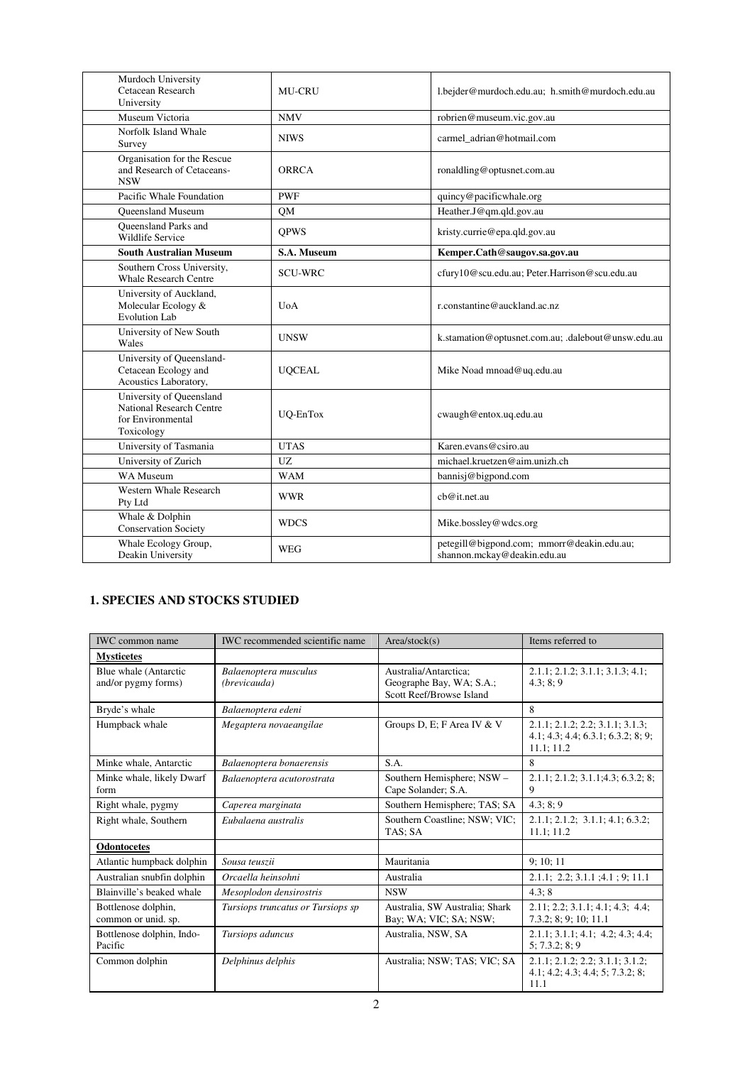| | | |
|---|---|---|
| Murdoch University Cetacean Research University | MU-CRU | l.bejder@murdoch.edu.au; h.smith@murdoch.edu.au |
| Museum Victoria | NMV | robrien@museum.vic.gov.au |
| Norfolk Island Whale Survey | NIWS | carmel_adrian@hotmail.com |
| Organisation for the Rescue and Research of Cetaceans-NSW | ORRCA | ronaldling@optusnet.com.au |
| Pacific Whale Foundation | PWF | quincy@pacificwhale.org |
| Queensland Museum | QM | Heather.J@qm.qld.gov.au |
| Queensland Parks and Wildlife Service | QPWS | kristy.currie@epa.qld.gov.au |
| **South Australian Museum** | **S.A. Museum** | **Kemper.Cath@saugov.sa.gov.au** |
| Southern Cross University, Whale Research Centre | SCU-WRC | cfury10@scu.edu.au; Peter.Harrison@scu.edu.au |
| University of Auckland, Molecular Ecology & Evolution Lab | UoA | r.constantine@auckland.ac.nz |
| University of New South Wales | UNSW | k.stamation@optusnet.com.au; .dalebout@unsw.edu.au |
| University of Queensland-Cetacean Ecology and Acoustics Laboratory, | UQCEAL | Mike Noad mnoad@uq.edu.au |
| University of Queensland National Research Centre for Environmental Toxicology | UQ-EnTox | cwaugh@entox.uq.edu.au |
| University of Tasmania | UTAS | Karen.evans@csiro.au |
| University of Zurich | UZ | michael.kruetzen@aim.unizh.ch |
| WA Museum | WAM | bannisj@bigpond.com |
| Western Whale Research Pty Ltd | WWR | cb@it.net.au |
| Whale & Dolphin Conservation Society | WDCS | Mike.bossley@wdcs.org |
| Whale Ecology Group, Deakin University | WEG | petegill@bigpond.com; mmorr@deakin.edu.au; shannon.mckay@deakin.edu.au |

## 1. SPECIES AND STOCKS STUDIED

| IWC common name | IWC recommended scientific name | Area/stock(s) | Items referred to |
|---|---|---|---|
| **Mysticetes** | | | |
| Blue whale (Antarctic and/or pygmy forms) | *Balaenoptera musculus (brevicauda)* | Australia/Antarctica; Geographe Bay, WA; S.A.; Scott Reef/Browse Island | 2.1.1; 2.1.2; 3.1.1; 3.1.3; 4.1; 4.3; 8; 9 |
| Bryde's whale | *Balaenoptera edeni* | | 8 |
| Humpback whale | *Megaptera novaeangilae* | Groups D, E; F Area IV & V | 2.1.1; 2.1.2; 2.2; 3.1.1; 3.1.3; 4.1; 4.3; 4.4; 6.3.1; 6.3.2; 8; 9; 11.1; 11.2 |
| Minke whale, Antarctic | *Balaenoptera bonaerensis* | S.A. | 8 |
| Minke whale, likely Dwarf form | *Balaenoptera acutorostrata* | Southern Hemisphere; NSW – Cape Solander; S.A. | 2.1.1; 2.1.2; 3.1.1;4.3; 6.3.2; 8; 9 |
| Right whale, pygmy | *Caperea marginata* | Southern Hemisphere; TAS; SA | 4.3; 8; 9 |
| Right whale, Southern | *Eubalaena australis* | Southern Coastline; NSW; VIC; TAS; SA | 2.1.1; 2.1.2; 3.1.1; 4.1; 6.3.2; 11.1; 11.2 |
| **Odontocetes** | | | |
| Atlantic humpback dolphin | *Sousa teuszii* | Mauritania | 9; 10; 11 |
| Australian snubfin dolphin | *Orcaella heinsohni* | Australia | 2.1.1; 2.2; 3.1.1 ;4.1 ; 9; 11.1 |
| Blainville's beaked whale | *Mesoplodon densirostris* | NSW | 4.3; 8 |
| Bottlenose dolphin, common or unid. sp. | *Tursiops truncatus or Tursiops sp* | Australia, SW Australia; Shark Bay; WA; VIC; SA; NSW; | 2.11; 2.2; 3.1.1; 4.1; 4.3; 4.4; 7.3.2; 8; 9; 10; 11.1 |
| Bottlenose dolphin, Indo-Pacific | *Tursiops aduncus* | Australia, NSW, SA | 2.1.1; 3.1.1; 4.1; 4.2; 4.3; 4.4; 5; 7.3.2; 8; 9 |
| Common dolphin | *Delphinus delphis* | Australia; NSW; TAS; VIC; SA | 2.1.1; 2.1.2; 2.2; 3.1.1; 3.1.2; 4.1; 4.2; 4.3; 4.4; 5; 7.3.2; 8; 11.1 |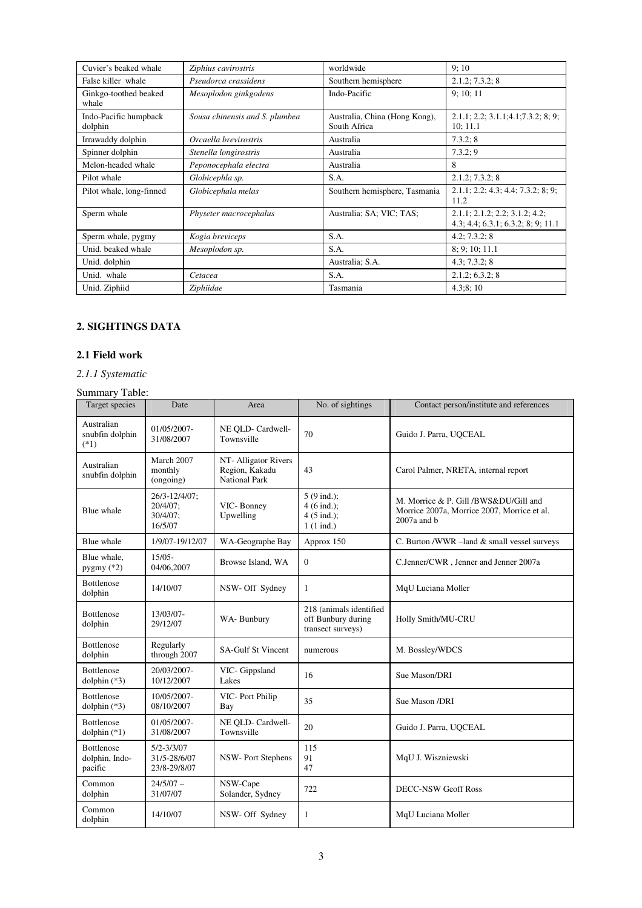| Cuvier's beaked whale | *Ziphius cavirostris* | worldwide | 9; 10 |
|---|---|---|---|
| False killer whale | *Pseudorca crassidens* | Southern hemisphere | 2.1.2; 7.3.2; 8 |
| Ginkgo-toothed beaked whale | *Mesoplodon ginkgodens* | Indo-Pacific | 9; 10; 11 |
| Indo-Pacific humpback dolphin | *Sousa chinensis and S. plumbea* | Australia, China (Hong Kong), South Africa | 2.1.1; 2.2; 3.1.1;4.1;7.3.2; 8; 9; 10; 11.1 |
| Irrawaddy dolphin | *Orcaella brevirostris* | Australia | 7.3.2; 8 |
| Spinner dolphin | *Stenella longirostris* | Australia | 7.3.2; 9 |
| Melon-headed whale | *Peponocephala electra* | Australia | 8 |
| Pilot whale | *Globicephla sp.* | S.A. | 2.1.2; 7.3.2; 8 |
| Pilot whale, long-finned | *Globicephala melas* | Southern hemisphere, Tasmania | 2.1.1; 2.2; 4.3; 4.4; 7.3.2; 8; 9; 11.2 |
| Sperm whale | *Physeter macrocephalus* | Australia; SA; VIC; TAS; | 2.1.1; 2.1.2; 2.2; 3.1.2; 4.2; 4.3; 4.4; 6.3.1; 6.3.2; 8; 9; 11.1 |
| Sperm whale, pygmy | *Kogia breviceps* | S.A. | 4.2; 7.3.2; 8 |
| Unid. beaked whale | *Mesoplodon sp.* | S.A. | 8; 9; 10; 11.1 |
| Unid. dolphin | | Australia; S.A. | 4.3; 7.3.2; 8 |
| Unid. whale | *Cetacea* | S.A. | 2.1.2; 6.3.2; 8 |
| Unid. Ziphiid | *Ziphiidae* | Tasmania | 4.3;8; 10 |

## 2. SIGHTINGS DATA

### 2.1 Field work

*2.1.1 Systematic*

Summary Table:

| Target species | Date | Area | No. of sightings | Contact person/institute and references |
|---|---|---|---|---|
| Australian snubfin dolphin (*1) | 01/05/2007-31/08/2007 | NE QLD- Cardwell-Townsville | 70 | Guido J. Parra, UQCEAL |
| Australian snubfin dolphin | March 2007 monthly (ongoing) | NT- Alligator Rivers Region, Kakadu National Park | 43 | Carol Palmer, NRETA, internal report |
| Blue whale | 26/3-12/4/07; 20/4/07; 30/4/07; 16/5/07 | VIC- Bonney Upwelling | 5 (9 ind.); 4 (6 ind.); 4 (5 ind.); 1 (1 ind.) | M. Morrice & P. Gill /BWS&DU/Gill and Morrice 2007a, Morrice 2007, Morrice et al. 2007a and b |
| Blue whale | 1/9/07-19/12/07 | WA-Geographe Bay | Approx 150 | C. Burton /WWR –land & small vessel surveys |
| Blue whale, pygmy (*2) | 15/05-04/06,2007 | Browse Island, WA | 0 | C.Jenner/CWR , Jenner and Jenner 2007a |
| Bottlenose dolphin | 14/10/07 | NSW- Off Sydney | 1 | MqU Luciana Moller |
| Bottlenose dolphin | 13/03/07-29/12/07 | WA- Bunbury | 218 (animals identified off Bunbury during transect surveys) | Holly Smith/MU-CRU |
| Bottlenose dolphin | Regularly through 2007 | SA-Gulf St Vincent | numerous | M. Bossley/WDCS |
| Bottlenose dolphin (*3) | 20/03/2007-10/12/2007 | VIC- Gippsland Lakes | 16 | Sue Mason/DRI |
| Bottlenose dolphin (*3) | 10/05/2007-08/10/2007 | VIC- Port Philip Bay | 35 | Sue Mason /DRI |
| Bottlenose dolphin (*1) | 01/05/2007-31/08/2007 | NE QLD- Cardwell-Townsville | 20 | Guido J. Parra, UQCEAL |
| Bottlenose dolphin, Indo-pacific | 5/2-3/3/07 31/5-28/6/07 23/8-29/8/07 | NSW- Port Stephens | 115 91 47 | MqU J. Wiszniewski |
| Common dolphin | 24/5/07 – 31/07/07 | NSW-Cape Solander, Sydney | 722 | DECC-NSW Geoff Ross |
| Common dolphin | 14/10/07 | NSW- Off Sydney | 1 | MqU Luciana Moller |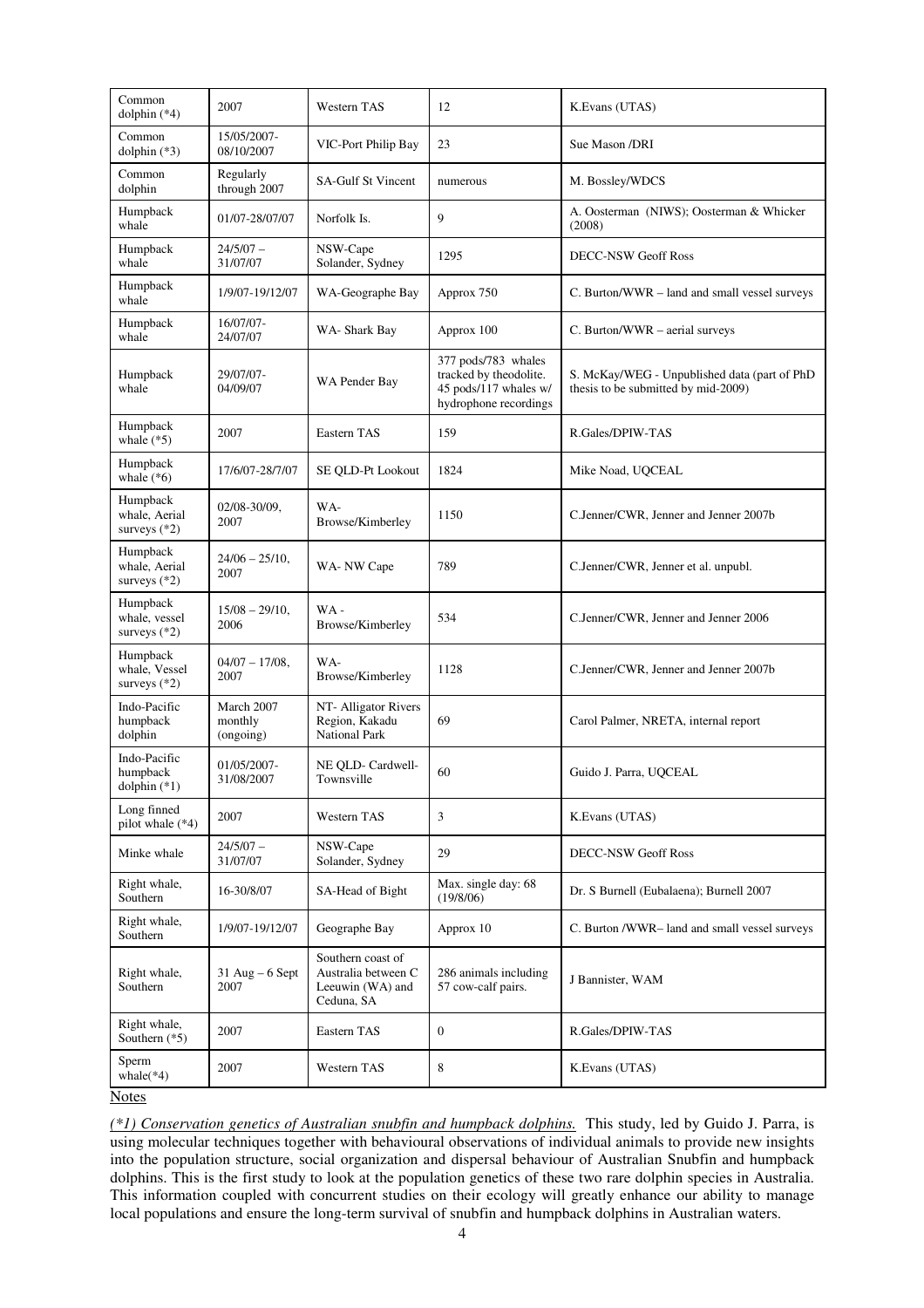| Common dolphin (*4) | 2007 | Western TAS | 12 | K.Evans (UTAS) |
|---|---|---|---|---|
| Common dolphin (*3) | 15/05/2007-08/10/2007 | VIC-Port Philip Bay | 23 | Sue Mason /DRI |
| Common dolphin | Regularly through 2007 | SA-Gulf St Vincent | numerous | M. Bossley/WDCS |
| Humpback whale | 01/07-28/07/07 | Norfolk Is. | 9 | A. Oosterman (NIWS); Oosterman & Whicker (2008) |
| Humpback whale | 24/5/07 – 31/07/07 | NSW-Cape Solander, Sydney | 1295 | DECC-NSW Geoff Ross |
| Humpback whale | 1/9/07-19/12/07 | WA-Geographe Bay | Approx 750 | C. Burton/WWR – land and small vessel surveys |
| Humpback whale | 16/07/07-24/07/07 | WA- Shark Bay | Approx 100 | C. Burton/WWR – aerial surveys |
| Humpback whale | 29/07/07-04/09/07 | WA Pender Bay | 377 pods/783 whales tracked by theodolite. 45 pods/117 whales w/ hydrophone recordings | S. McKay/WEG - Unpublished data (part of PhD thesis to be submitted by mid-2009) |
| Humpback whale (*5) | 2007 | Eastern TAS | 159 | R.Gales/DPIW-TAS |
| Humpback whale (*6) | 17/6/07-28/7/07 | SE QLD-Pt Lookout | 1824 | Mike Noad, UQCEAL |
| Humpback whale, Aerial surveys (*2) | 02/08-30/09, 2007 | WA-Browse/Kimberley | 1150 | C.Jenner/CWR, Jenner and Jenner 2007b |
| Humpback whale, Aerial surveys (*2) | 24/06 – 25/10, 2007 | WA- NW Cape | 789 | C.Jenner/CWR, Jenner et al. unpubl. |
| Humpback whale, vessel surveys (*2) | 15/08 – 29/10, 2006 | WA - Browse/Kimberley | 534 | C.Jenner/CWR, Jenner and Jenner 2006 |
| Humpback whale, Vessel surveys (*2) | 04/07 – 17/08, 2007 | WA-Browse/Kimberley | 1128 | C.Jenner/CWR, Jenner and Jenner 2007b |
| Indo-Pacific humpback dolphin | March 2007 monthly (ongoing) | NT- Alligator Rivers Region, Kakadu National Park | 69 | Carol Palmer, NRETA, internal report |
| Indo-Pacific humpback dolphin (*1) | 01/05/2007-31/08/2007 | NE QLD- Cardwell-Townsville | 60 | Guido J. Parra, UQCEAL |
| Long finned pilot whale (*4) | 2007 | Western TAS | 3 | K.Evans (UTAS) |
| Minke whale | 24/5/07 – 31/07/07 | NSW-Cape Solander, Sydney | 29 | DECC-NSW Geoff Ross |
| Right whale, Southern | 16-30/8/07 | SA-Head of Bight | Max. single day: 68 (19/8/06) | Dr. S Burnell (Eubalaena); Burnell 2007 |
| Right whale, Southern | 1/9/07-19/12/07 | Geographe Bay | Approx 10 | C. Burton /WWR– land and small vessel surveys |
| Right whale, Southern | 31 Aug – 6 Sept 2007 | Southern coast of Australia between C Leeuwin (WA) and Ceduna, SA | 286 animals including 57 cow-calf pairs. | J Bannister, WAM |
| Right whale, Southern (*5) | 2007 | Eastern TAS | 0 | R.Gales/DPIW-TAS |
| Sperm whale(*4) | 2007 | Western TAS | 8 | K.Evans (UTAS) |

Notes

*(*1) Conservation genetics of Australian snubfin and humpback dolphins.* This study, led by Guido J. Parra, is using molecular techniques together with behavioural observations of individual animals to provide new insights into the population structure, social organization and dispersal behaviour of Australian Snubfin and humpback dolphins. This is the first study to look at the population genetics of these two rare dolphin species in Australia. This information coupled with concurrent studies on their ecology will greatly enhance our ability to manage local populations and ensure the long-term survival of snubfin and humpback dolphins in Australian waters.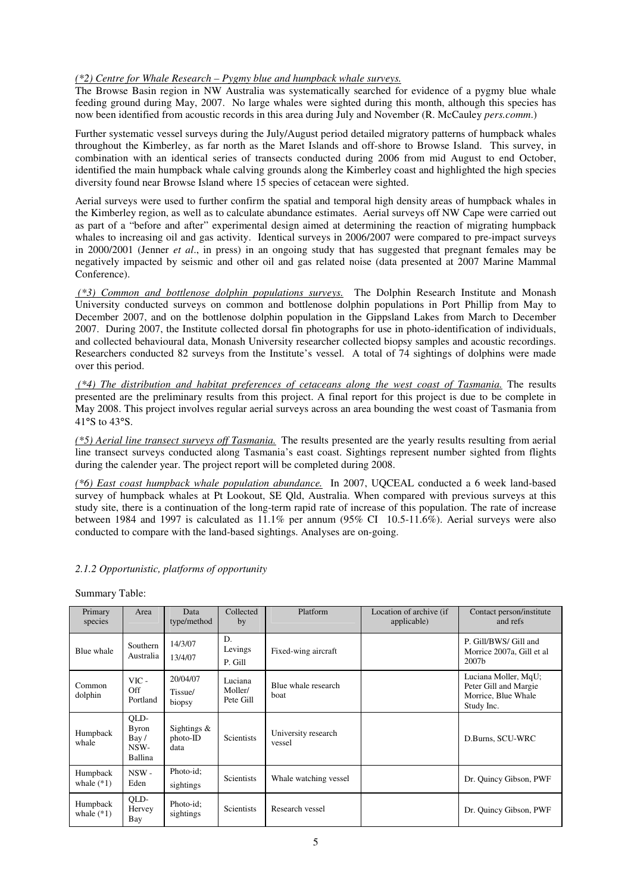*(\*2) Centre for Whale Research – Pygmy blue and humpback whale surveys.*

The Browse Basin region in NW Australia was systematically searched for evidence of a pygmy blue whale feeding ground during May, 2007. No large whales were sighted during this month, although this species has now been identified from acoustic records in this area during July and November (R. McCauley *pers.comm*.)

Further systematic vessel surveys during the July/August period detailed migratory patterns of humpback whales throughout the Kimberley, as far north as the Maret Islands and off-shore to Browse Island. This survey, in combination with an identical series of transects conducted during 2006 from mid August to end October, identified the main humpback whale calving grounds along the Kimberley coast and highlighted the high species diversity found near Browse Island where 15 species of cetacean were sighted.

Aerial surveys were used to further confirm the spatial and temporal high density areas of humpback whales in the Kimberley region, as well as to calculate abundance estimates. Aerial surveys off NW Cape were carried out as part of a "before and after" experimental design aimed at determining the reaction of migrating humpback whales to increasing oil and gas activity. Identical surveys in 2006/2007 were compared to pre-impact surveys in 2000/2001 (Jenner *et al*., in press) in an ongoing study that has suggested that pregnant females may be negatively impacted by seismic and other oil and gas related noise (data presented at 2007 Marine Mammal Conference).

*(\*3) Common and bottlenose dolphin populations surveys.* The Dolphin Research Institute and Monash University conducted surveys on common and bottlenose dolphin populations in Port Phillip from May to December 2007, and on the bottlenose dolphin population in the Gippsland Lakes from March to December 2007. During 2007, the Institute collected dorsal fin photographs for use in photo-identification of individuals, and collected behavioural data, Monash University researcher collected biopsy samples and acoustic recordings. Researchers conducted 82 surveys from the Institute's vessel. A total of 74 sightings of dolphins were made over this period.

*(\*4) The distribution and habitat preferences of cetaceans along the west coast of Tasmania.* The results presented are the preliminary results from this project. A final report for this project is due to be complete in May 2008. This project involves regular aerial surveys across an area bounding the west coast of Tasmania from 41°S to 43°S.

*(\*5) Aerial line transect surveys off Tasmania.* The results presented are the yearly results resulting from aerial line transect surveys conducted along Tasmania's east coast. Sightings represent number sighted from flights during the calender year. The project report will be completed during 2008.

*(\*6) East coast humpback whale population abundance.* In 2007, UQCEAL conducted a 6 week land-based survey of humpback whales at Pt Lookout, SE Qld, Australia. When compared with previous surveys at this study site, there is a continuation of the long-term rapid rate of increase of this population. The rate of increase between 1984 and 1997 is calculated as 11.1% per annum (95% CI 10.5-11.6%). Aerial surveys were also conducted to compare with the land-based sightings. Analyses are on-going.

### *2.1.2 Opportunistic, platforms of opportunity*

Summary Table:

| Primary species | Area | Data type/method | Collected by | Platform | Location of archive (if applicable) | Contact person/institute and refs |
|---|---|---|---|---|---|---|
| Blue whale | Southern Australia | 14/3/07 13/4/07 | D. Levings P. Gill | Fixed-wing aircraft | | P. Gill/BWS/ Gill and Morrice 2007a, Gill et al 2007b |
| Common dolphin | VIC - Off Portland | 20/04/07 Tissue/ biopsy | Luciana Moller/ Pete Gill | Blue whale research boat | | Luciana Moller, MqU; Peter Gill and Margie Morrice, Blue Whale Study Inc. |
| Humpback whale | QLD- Byron Bay / NSW- Ballina | Sightings & photo-ID data | Scientists | University research vessel | | D.Burns, SCU-WRC |
| Humpback whale (\*1) | NSW - Eden | Photo-id; sightings | Scientists | Whale watching vessel | | Dr. Quincy Gibson, PWF |
| Humpback whale (\*1) | QLD- Hervey Bay | Photo-id; sightings | Scientists | Research vessel | | Dr. Quincy Gibson, PWF |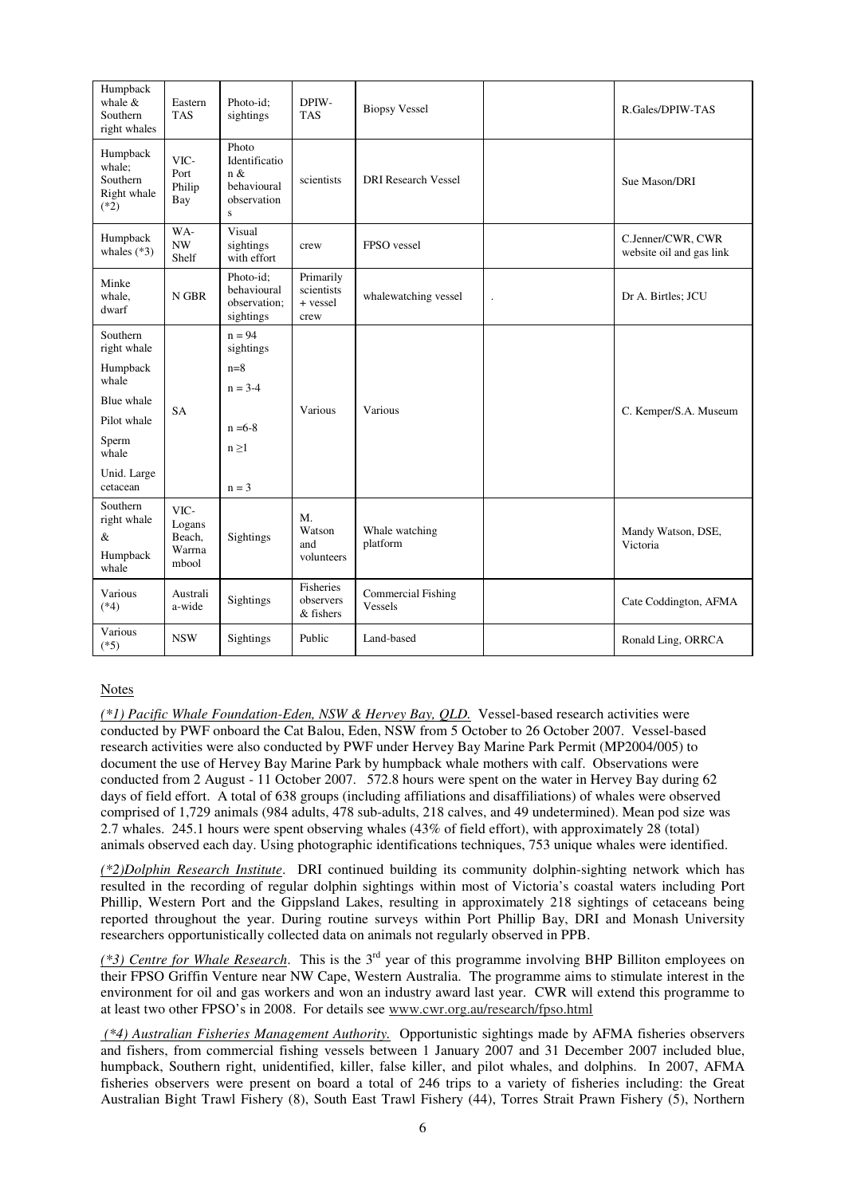| Humpback whale & Southern right whales | Eastern TAS | Photo-id; sightings | DPIW-TAS | Biopsy Vessel | | R.Gales/DPIW-TAS |
|---|---|---|---|---|---|---|
| Humpback whale; Southern Right whale (*2) | VIC-Port Philip Bay | Photo Identification & behavioural observations | scientists | DRI Research Vessel | | Sue Mason/DRI |
| Humpback whales (*3) | WA-NW Shelf | Visual sightings with effort | crew | FPSO vessel | | C.Jenner/CWR, CWR website oil and gas link |
| Minke whale, dwarf | N GBR | Photo-id; behavioural observation; sightings | Primarily scientists + vessel crew | whalewatching vessel | . | Dr A. Birtles; JCU |
| Southern right whale<br>Humpback whale<br>Blue whale<br>Pilot whale<br>Sperm whale<br>Unid. Large cetacean | SA | n = 94 sightings<br>n=8<br>n = 3-4<br><br>n =6-8<br>n ≥1<br>n = 3 | Various | Various | | C. Kemper/S.A. Museum |
| Southern right whale & Humpback whale | VIC-Logans Beach, Warrnambool | Sightings | M. Watson and volunteers | Whale watching platform | | Mandy Watson, DSE, Victoria |
| Various (*4) | Australia-wide | Sightings | Fisheries observers & fishers | Commercial Fishing Vessels | | Cate Coddington, AFMA |
| Various (*5) | NSW | Sightings | Public | Land-based | | Ronald Ling, ORRCA |

Notes

*(*1) Pacific Whale Foundation-Eden, NSW & Hervey Bay, QLD.* Vessel-based research activities were conducted by PWF onboard the Cat Balou, Eden, NSW from 5 October to 26 October 2007. Vessel-based research activities were also conducted by PWF under Hervey Bay Marine Park Permit (MP2004/005) to document the use of Hervey Bay Marine Park by humpback whale mothers with calf. Observations were conducted from 2 August - 11 October 2007. 572.8 hours were spent on the water in Hervey Bay during 62 days of field effort. A total of 638 groups (including affiliations and disaffiliations) of whales were observed comprised of 1,729 animals (984 adults, 478 sub-adults, 218 calves, and 49 undetermined). Mean pod size was 2.7 whales. 245.1 hours were spent observing whales (43% of field effort), with approximately 28 (total) animals observed each day. Using photographic identifications techniques, 753 unique whales were identified.

*(*2)Dolphin Research Institute*. DRI continued building its community dolphin-sighting network which has resulted in the recording of regular dolphin sightings within most of Victoria's coastal waters including Port Phillip, Western Port and the Gippsland Lakes, resulting in approximately 218 sightings of cetaceans being reported throughout the year. During routine surveys within Port Phillip Bay, DRI and Monash University researchers opportunistically collected data on animals not regularly observed in PPB.

*(*3) Centre for Whale Research*. This is the 3rd year of this programme involving BHP Billiton employees on their FPSO Griffin Venture near NW Cape, Western Australia. The programme aims to stimulate interest in the environment for oil and gas workers and won an industry award last year. CWR will extend this programme to at least two other FPSO's in 2008. For details see www.cwr.org.au/research/fpso.html

*(*4) Australian Fisheries Management Authority.* Opportunistic sightings made by AFMA fisheries observers and fishers, from commercial fishing vessels between 1 January 2007 and 31 December 2007 included blue, humpback, Southern right, unidentified, killer, false killer, and pilot whales, and dolphins. In 2007, AFMA fisheries observers were present on board a total of 246 trips to a variety of fisheries including: the Great Australian Bight Trawl Fishery (8), South East Trawl Fishery (44), Torres Strait Prawn Fishery (5), Northern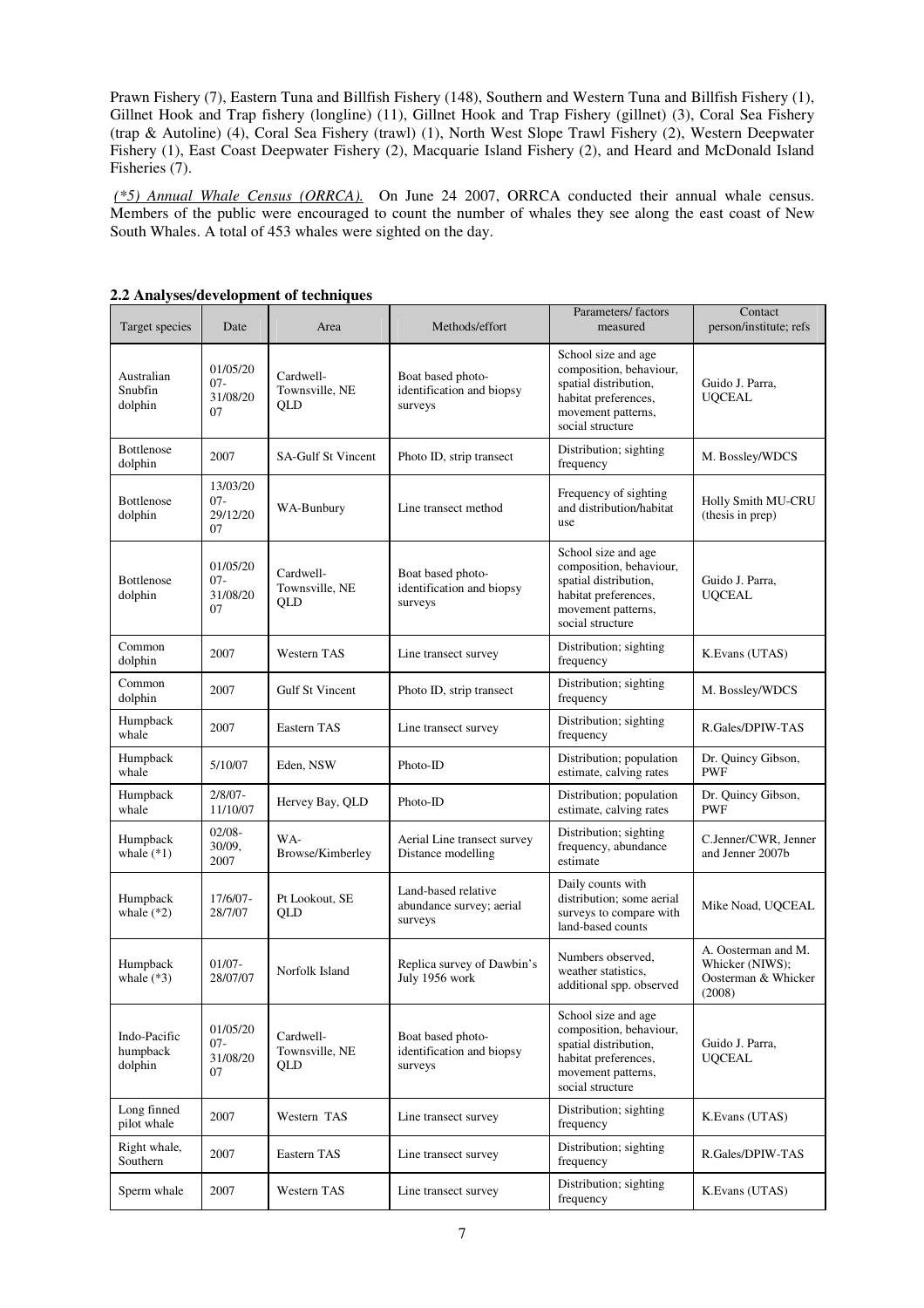Prawn Fishery (7), Eastern Tuna and Billfish Fishery (148), Southern and Western Tuna and Billfish Fishery (1), Gillnet Hook and Trap fishery (longline) (11), Gillnet Hook and Trap Fishery (gillnet) (3), Coral Sea Fishery (trap & Autoline) (4), Coral Sea Fishery (trawl) (1), North West Slope Trawl Fishery (2), Western Deepwater Fishery (1), East Coast Deepwater Fishery (2), Macquarie Island Fishery (2), and Heard and McDonald Island Fisheries (7).

*(\*5) Annual Whale Census (ORRCA).* On June 24 2007, ORRCA conducted their annual whale census. Members of the public were encouraged to count the number of whales they see along the east coast of New South Whales. A total of 453 whales were sighted on the day.

### 2.2 Analyses/development of techniques

| Target species | Date | Area | Methods/effort | Parameters/ factors measured | Contact person/institute; refs |
|---|---|---|---|---|---|
| Australian Snubfin dolphin | 01/05/2007-31/08/2007 | Cardwell-Townsville, NE QLD | Boat based photo-identification and biopsy surveys | School size and age composition, behaviour, spatial distribution, habitat preferences, movement patterns, social structure | Guido J. Parra, UQCEAL |
| Bottlenose dolphin | 2007 | SA-Gulf St Vincent | Photo ID, strip transect | Distribution; sighting frequency | M. Bossley/WDCS |
| Bottlenose dolphin | 13/03/2007-29/12/2007 | WA-Bunbury | Line transect method | Frequency of sighting and distribution/habitat use | Holly Smith MU-CRU (thesis in prep) |
| Bottlenose dolphin | 01/05/2007-31/08/2007 | Cardwell-Townsville, NE QLD | Boat based photo-identification and biopsy surveys | School size and age composition, behaviour, spatial distribution, habitat preferences, movement patterns, social structure | Guido J. Parra, UQCEAL |
| Common dolphin | 2007 | Western TAS | Line transect survey | Distribution; sighting frequency | K.Evans (UTAS) |
| Common dolphin | 2007 | Gulf St Vincent | Photo ID, strip transect | Distribution; sighting frequency | M. Bossley/WDCS |
| Humpback whale | 2007 | Eastern TAS | Line transect survey | Distribution; sighting frequency | R.Gales/DPIW-TAS |
| Humpback whale | 5/10/07 | Eden, NSW | Photo-ID | Distribution; population estimate, calving rates | Dr. Quincy Gibson, PWF |
| Humpback whale | 2/8/07-11/10/07 | Hervey Bay, QLD | Photo-ID | Distribution; population estimate, calving rates | Dr. Quincy Gibson, PWF |
| Humpback whale (*1) | 02/08-30/09, 2007 | WA-Browse/Kimberley | Aerial Line transect survey Distance modelling | Distribution; sighting frequency, abundance estimate | C.Jenner/CWR, Jenner and Jenner 2007b |
| Humpback whale (*2) | 17/6/07-28/7/07 | Pt Lookout, SE QLD | Land-based relative abundance survey; aerial surveys | Daily counts with distribution; some aerial surveys to compare with land-based counts | Mike Noad, UQCEAL |
| Humpback whale (*3) | 01/07-28/07/07 | Norfolk Island | Replica survey of Dawbin's July 1956 work | Numbers observed, weather statistics, additional spp. observed | A. Oosterman and M. Whicker (NIWS); Oosterman & Whicker (2008) |
| Indo-Pacific humpback dolphin | 01/05/2007-31/08/2007 | Cardwell-Townsville, NE QLD | Boat based photo-identification and biopsy surveys | School size and age composition, behaviour, spatial distribution, habitat preferences, movement patterns, social structure | Guido J. Parra, UQCEAL |
| Long finned pilot whale | 2007 | Western TAS | Line transect survey | Distribution; sighting frequency | K.Evans (UTAS) |
| Right whale, Southern | 2007 | Eastern TAS | Line transect survey | Distribution; sighting frequency | R.Gales/DPIW-TAS |
| Sperm whale | 2007 | Western TAS | Line transect survey | Distribution; sighting frequency | K.Evans (UTAS) |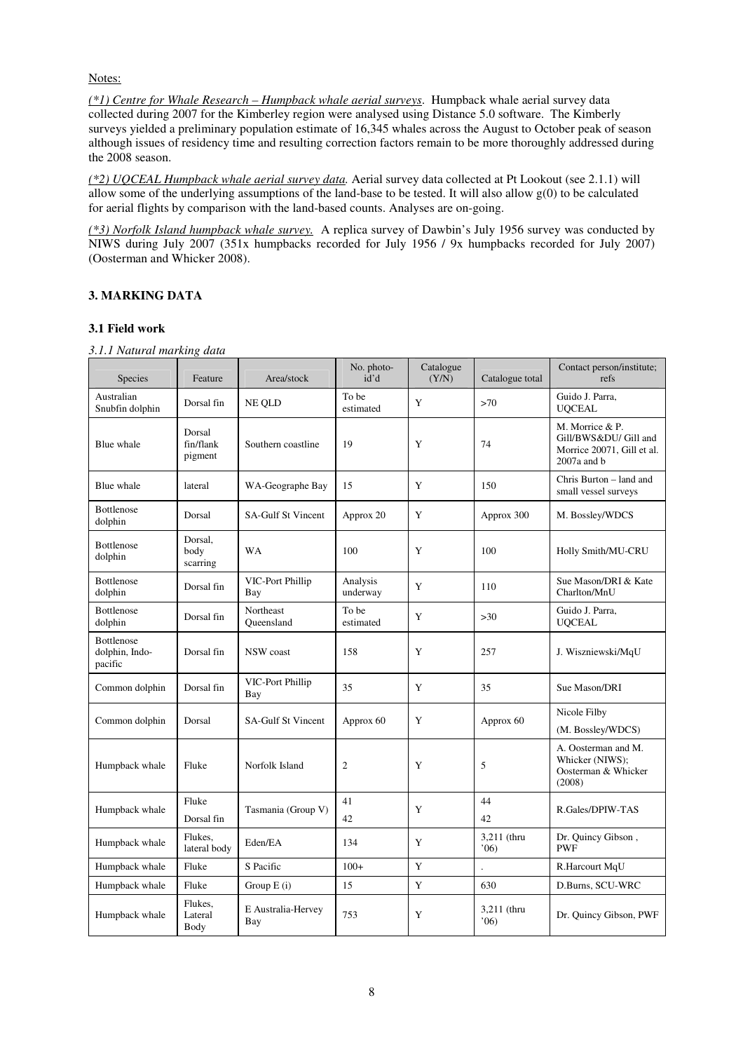Notes:

*(\*1) Centre for Whale Research – Humpback whale aerial surveys*. Humpback whale aerial survey data collected during 2007 for the Kimberley region were analysed using Distance 5.0 software. The Kimberly surveys yielded a preliminary population estimate of 16,345 whales across the August to October peak of season although issues of residency time and resulting correction factors remain to be more thoroughly addressed during the 2008 season.

*(\*2) UQCEAL Humpback whale aerial survey data.* Aerial survey data collected at Pt Lookout (see 2.1.1) will allow some of the underlying assumptions of the land-base to be tested. It will also allow g(0) to be calculated for aerial flights by comparison with the land-based counts. Analyses are on-going.

*(\*3) Norfolk Island humpback whale survey.* A replica survey of Dawbin's July 1956 survey was conducted by NIWS during July 2007 (351x humpbacks recorded for July 1956 / 9x humpbacks recorded for July 2007) (Oosterman and Whicker 2008).

## 3. MARKING DATA

### 3.1 Field work

*3.1.1 Natural marking data*

| Species | Feature | Area/stock | No. photo-id'd | Catalogue (Y/N) | Catalogue total | Contact person/institute; refs |
|---|---|---|---|---|---|---|
| Australian Snubfin dolphin | Dorsal fin | NE QLD | To be estimated | Y | >70 | Guido J. Parra, UQCEAL |
| Blue whale | Dorsal fin/flank pigment | Southern coastline | 19 | Y | 74 | M. Morrice & P. Gill/BWS&DU/ Gill and Morrice 20071, Gill et al. 2007a and b |
| Blue whale | lateral | WA-Geographe Bay | 15 | Y | 150 | Chris Burton – land and small vessel surveys |
| Bottlenose dolphin | Dorsal | SA-Gulf St Vincent | Approx 20 | Y | Approx 300 | M. Bossley/WDCS |
| Bottlenose dolphin | Dorsal, body scarring | WA | 100 | Y | 100 | Holly Smith/MU-CRU |
| Bottlenose dolphin | Dorsal fin | VIC-Port Phillip Bay | Analysis underway | Y | 110 | Sue Mason/DRI & Kate Charlton/MnU |
| Bottlenose dolphin | Dorsal fin | Northeast Queensland | To be estimated | Y | >30 | Guido J. Parra, UQCEAL |
| Bottlenose dolphin, Indo-pacific | Dorsal fin | NSW coast | 158 | Y | 257 | J. Wiszniewski/MqU |
| Common dolphin | Dorsal fin | VIC-Port Phillip Bay | 35 | Y | 35 | Sue Mason/DRI |
| Common dolphin | Dorsal | SA-Gulf St Vincent | Approx 60 | Y | Approx 60 | Nicole Filby (M. Bossley/WDCS) |
| Humpback whale | Fluke | Norfolk Island | 2 | Y | 5 | A. Oosterman and M. Whicker (NIWS); Oosterman & Whicker (2008) |
| Humpback whale | Fluke<br>Dorsal fin | Tasmania (Group V) | 41<br>42 | Y | 44<br>42 | R.Gales/DPIW-TAS |
| Humpback whale | Flukes, lateral body | Eden/EA | 134 | Y | 3,211 (thru '06) | Dr. Quincy Gibson , PWF |
| Humpback whale | Fluke | S Pacific | 100+ | Y | . | R.Harcourt MqU |
| Humpback whale | Fluke | Group E (i) | 15 | Y | 630 | D.Burns, SCU-WRC |
| Humpback whale | Flukes, Lateral Body | E Australia-Hervey Bay | 753 | Y | 3,211 (thru '06) | Dr. Quincy Gibson, PWF |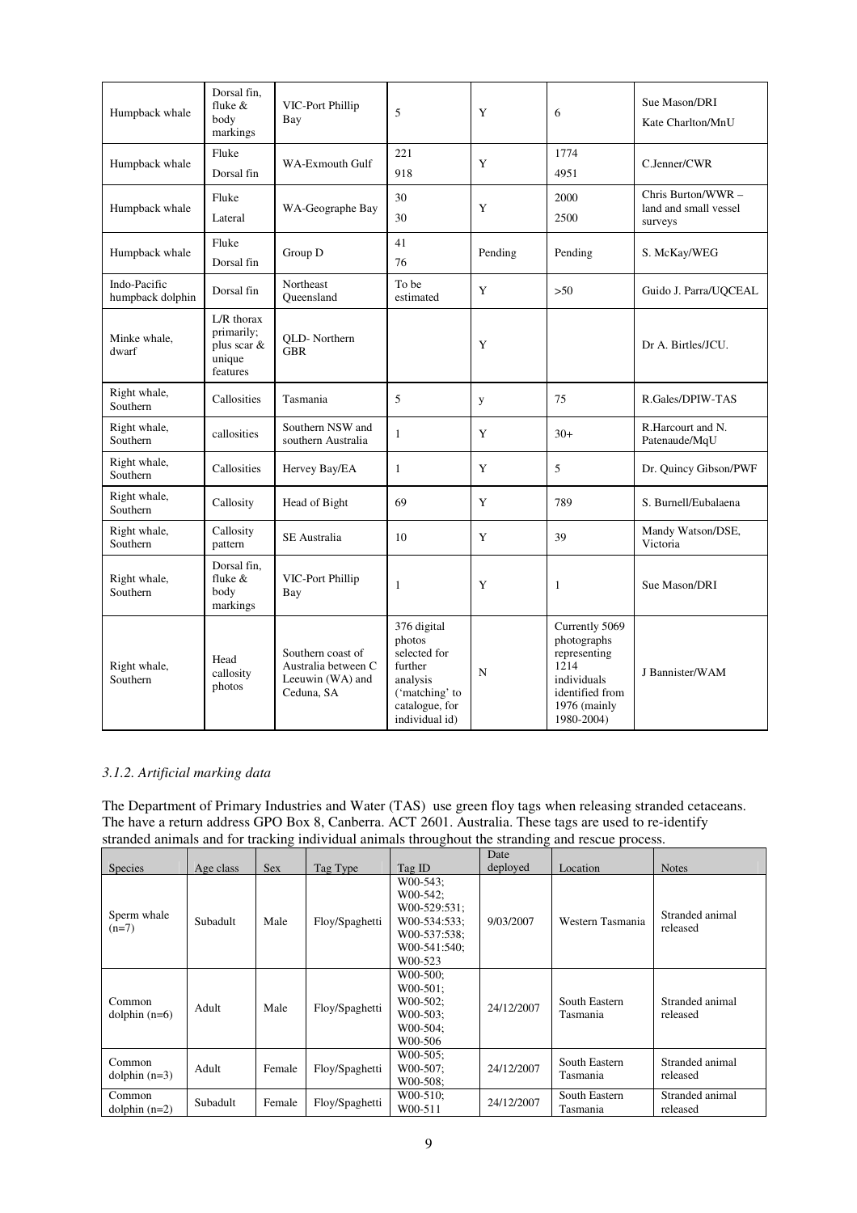| Humpback whale | Dorsal fin, fluke & body markings | VIC-Port Phillip Bay | 5 | Y | 6 | Sue Mason/DRI<br>Kate Charlton/MnU |
|---|---|---|---|---|---|---|
| Humpback whale | Fluke<br>Dorsal fin | WA-Exmouth Gulf | 221<br>918 | Y | 1774<br>4951 | C.Jenner/CWR |
| Humpback whale | Fluke<br>Lateral | WA-Geographe Bay | 30<br>30 | Y | 2000<br>2500 | Chris Burton/WWR – land and small vessel surveys |
| Humpback whale | Fluke<br>Dorsal fin | Group D | 41<br>76 | Pending | Pending | S. McKay/WEG |
| Indo-Pacific humpback dolphin | Dorsal fin | Northeast Queensland | To be estimated | Y | >50 | Guido J. Parra/UQCEAL |
| Minke whale, dwarf | L/R thorax primarily; plus scar & unique features | QLD- Northern GBR | | Y | | Dr A. Birtles/JCU. |
| Right whale, Southern | Callosities | Tasmania | 5 | y | 75 | R.Gales/DPIW-TAS |
| Right whale, Southern | callosities | Southern NSW and southern Australia | 1 | Y | 30+ | R.Harcourt and N. Patenaude/MqU |
| Right whale, Southern | Callosities | Hervey Bay/EA | 1 | Y | 5 | Dr. Quincy Gibson/PWF |
| Right whale, Southern | Callosity | Head of Bight | 69 | Y | 789 | S. Burnell/Eubalaena |
| Right whale, Southern | Callosity pattern | SE Australia | 10 | Y | 39 | Mandy Watson/DSE, Victoria |
| Right whale, Southern | Dorsal fin, fluke & body markings | VIC-Port Phillip Bay | 1 | Y | 1 | Sue Mason/DRI |
| Right whale, Southern | Head callosity photos | Southern coast of Australia between C Leeuwin (WA) and Ceduna, SA | 376 digital photos selected for further analysis ('matching' to catalogue, for individual id) | N | Currently 5069 photographs representing 1214 individuals identified from 1976 (mainly 1980-2004) | J Bannister/WAM |

### *3.1.2. Artificial marking data*

The Department of Primary Industries and Water (TAS) use green floy tags when releasing stranded cetaceans. The have a return address GPO Box 8, Canberra. ACT 2601. Australia. These tags are used to re-identify stranded animals and for tracking individual animals throughout the stranding and rescue process.

| Species | Age class | Sex | Tag Type | Tag ID | Date deployed | Location | Notes |
|---|---|---|---|---|---|---|---|
| Sperm whale (n=7) | Subadult | Male | Floy/Spaghetti | W00-543; W00-542; W00-529:531; W00-534:533; W00-537:538; W00-541:540; W00-523 | 9/03/2007 | Western Tasmania | Stranded animal released |
| Common dolphin (n=6) | Adult | Male | Floy/Spaghetti | W00-500; W00-501; W00-502; W00-503; W00-504; W00-506 | 24/12/2007 | South Eastern Tasmania | Stranded animal released |
| Common dolphin (n=3) | Adult | Female | Floy/Spaghetti | W00-505; W00-507; W00-508; | 24/12/2007 | South Eastern Tasmania | Stranded animal released |
| Common dolphin (n=2) | Subadult | Female | Floy/Spaghetti | W00-510; W00-511 | 24/12/2007 | South Eastern Tasmania | Stranded animal released |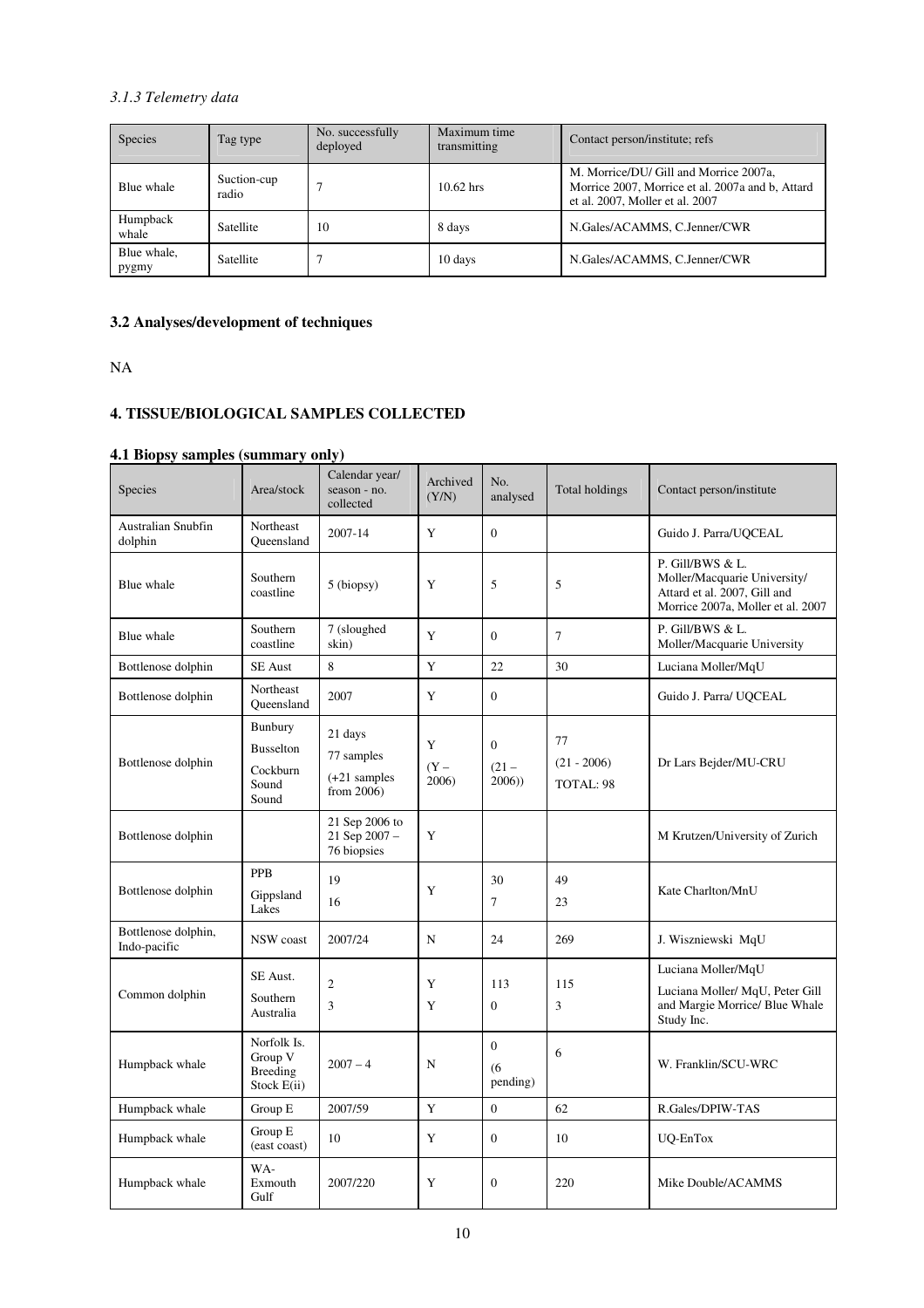*3.1.3 Telemetry data*

| Species | Tag type | No. successfully deployed | Maximum time transmitting | Contact person/institute; refs |
|---|---|---|---|---|
| Blue whale | Suction-cup radio | 7 | 10.62 hrs | M. Morrice/DU/ Gill and Morrice 2007a, Morrice 2007, Morrice et al. 2007a and b, Attard et al. 2007, Moller et al. 2007 |
| Humpback whale | Satellite | 10 | 8 days | N.Gales/ACAMMS, C.Jenner/CWR |
| Blue whale, pygmy | Satellite | 7 | 10 days | N.Gales/ACAMMS, C.Jenner/CWR |

### 3.2 Analyses/development of techniques

NA

## 4. TISSUE/BIOLOGICAL SAMPLES COLLECTED

### 4.1 Biopsy samples (summary only)

| Species | Area/stock | Calendar year/ season - no. collected | Archived (Y/N) | No. analysed | Total holdings | Contact person/institute |
|---|---|---|---|---|---|---|
| Australian Snubfin dolphin | Northeast Queensland | 2007-14 | Y | 0 | | Guido J. Parra/UQCEAL |
| Blue whale | Southern coastline | 5 (biopsy) | Y | 5 | 5 | P. Gill/BWS & L. Moller/Macquarie University/ Attard et al. 2007, Gill and Morrice 2007a, Moller et al. 2007 |
| Blue whale | Southern coastline | 7 (sloughed skin) | Y | 0 | 7 | P. Gill/BWS & L. Moller/Macquarie University |
| Bottlenose dolphin | SE Aust | 8 | Y | 22 | 30 | Luciana Moller/MqU |
| Bottlenose dolphin | Northeast Queensland | 2007 | Y | 0 | | Guido J. Parra/ UQCEAL |
| Bottlenose dolphin | Bunbury<br>Busselton<br>Cockburn Sound Sound | 21 days<br>77 samples<br>(+21 samples from 2006) | Y<br>(Y – 2006) | 0<br>(21 – 2006)) | 77<br>(21 - 2006)<br>TOTAL: 98 | Dr Lars Bejder/MU-CRU |
| Bottlenose dolphin | | 21 Sep 2006 to 21 Sep 2007 – 76 biopsies | Y | | | M Krutzen/University of Zurich |
| Bottlenose dolphin | PPB<br>Gippsland Lakes | 19<br>16 | Y | 30<br>7 | 49<br>23 | Kate Charlton/MnU |
| Bottlenose dolphin, Indo-pacific | NSW coast | 2007/24 | N | 24 | 269 | J. Wiszniewski MqU |
| Common dolphin | SE Aust.<br>Southern Australia | 2<br>3 | Y<br>Y | 113<br>0 | 115<br>3 | Luciana Moller/MqU<br>Luciana Moller/ MqU, Peter Gill and Margie Morrice/ Blue Whale Study Inc. |
| Humpback whale | Norfolk Is. Group V Breeding Stock E(ii) | 2007 – 4 | N | 0<br>(6 pending) | 6 | W. Franklin/SCU-WRC |
| Humpback whale | Group E | 2007/59 | Y | 0 | 62 | R.Gales/DPIW-TAS |
| Humpback whale | Group E (east coast) | 10 | Y | 0 | 10 | UQ-EnTox |
| Humpback whale | WA- Exmouth Gulf | 2007/220 | Y | 0 | 220 | Mike Double/ACAMMS |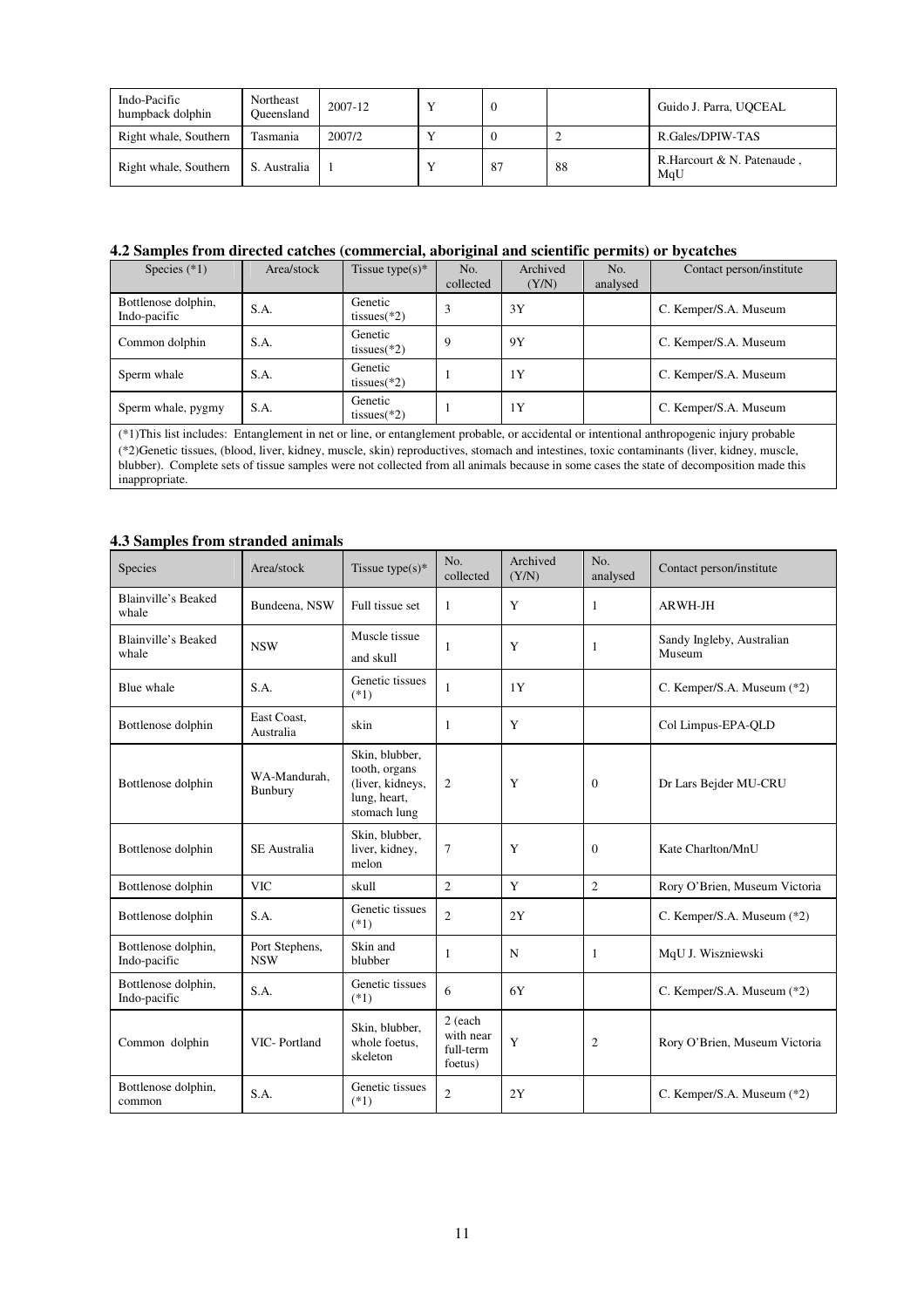| Indo-Pacific humpback dolphin | Northeast Queensland | 2007-12 | Y | 0 | | Guido J. Parra, UQCEAL |
|---|---|---|---|---|---|---|
| Right whale, Southern | Tasmania | 2007/2 | Y | 0 | 2 | R.Gales/DPIW-TAS |
| Right whale, Southern | S. Australia | 1 | Y | 87 | 88 | R.Harcourt & N. Patenaude , MqU |

### 4.2 Samples from directed catches (commercial, aboriginal and scientific permits) or bycatches

| Species (*1) | Area/stock | Tissue type(s)* | No. collected | Archived (Y/N) | No. analysed | Contact person/institute |
|---|---|---|---|---|---|---|
| Bottlenose dolphin, Indo-pacific | S.A. | Genetic tissues(*2) | 3 | 3Y | | C. Kemper/S.A. Museum |
| Common dolphin | S.A. | Genetic tissues(*2) | 9 | 9Y | | C. Kemper/S.A. Museum |
| Sperm whale | S.A. | Genetic tissues(*2) | 1 | 1Y | | C. Kemper/S.A. Museum |
| Sperm whale, pygmy | S.A. | Genetic tissues(*2) | 1 | 1Y | | C. Kemper/S.A. Museum |

(*1)This list includes: Entanglement in net or line, or entanglement probable, or accidental or intentional anthropogenic injury probable
(*2)Genetic tissues, (blood, liver, kidney, muscle, skin) reproductives, stomach and intestines, toxic contaminants (liver, kidney, muscle, blubber). Complete sets of tissue samples were not collected from all animals because in some cases the state of decomposition made this inappropriate.

### 4.3 Samples from stranded animals

| Species | Area/stock | Tissue type(s)* | No. collected | Archived (Y/N) | No. analysed | Contact person/institute |
|---|---|---|---|---|---|---|
| Blainville's Beaked whale | Bundeena, NSW | Full tissue set | 1 | Y | 1 | ARWH-JH |
| Blainville's Beaked whale | NSW | Muscle tissue and skull | 1 | Y | 1 | Sandy Ingleby, Australian Museum |
| Blue whale | S.A. | Genetic tissues (*1) | 1 | 1Y | | C. Kemper/S.A. Museum (*2) |
| Bottlenose dolphin | East Coast, Australia | skin | 1 | Y | | Col Limpus-EPA-QLD |
| Bottlenose dolphin | WA-Mandurah, Bunbury | Skin, blubber, tooth, organs (liver, kidneys, lung, heart, stomach lung | 2 | Y | 0 | Dr Lars Bejder MU-CRU |
| Bottlenose dolphin | SE Australia | Skin, blubber, liver, kidney, melon | 7 | Y | 0 | Kate Charlton/MnU |
| Bottlenose dolphin | VIC | skull | 2 | Y | 2 | Rory O'Brien, Museum Victoria |
| Bottlenose dolphin | S.A. | Genetic tissues (*1) | 2 | 2Y | | C. Kemper/S.A. Museum (*2) |
| Bottlenose dolphin, Indo-pacific | Port Stephens, NSW | Skin and blubber | 1 | N | 1 | MqU J. Wiszniewski |
| Bottlenose dolphin, Indo-pacific | S.A. | Genetic tissues (*1) | 6 | 6Y | | C. Kemper/S.A. Museum (*2) |
| Common dolphin | VIC- Portland | Skin, blubber, whole foetus, skeleton | 2 (each with near full-term foetus) | Y | 2 | Rory O'Brien, Museum Victoria |
| Bottlenose dolphin, common | S.A. | Genetic tissues (*1) | 2 | 2Y | | C. Kemper/S.A. Museum (*2) |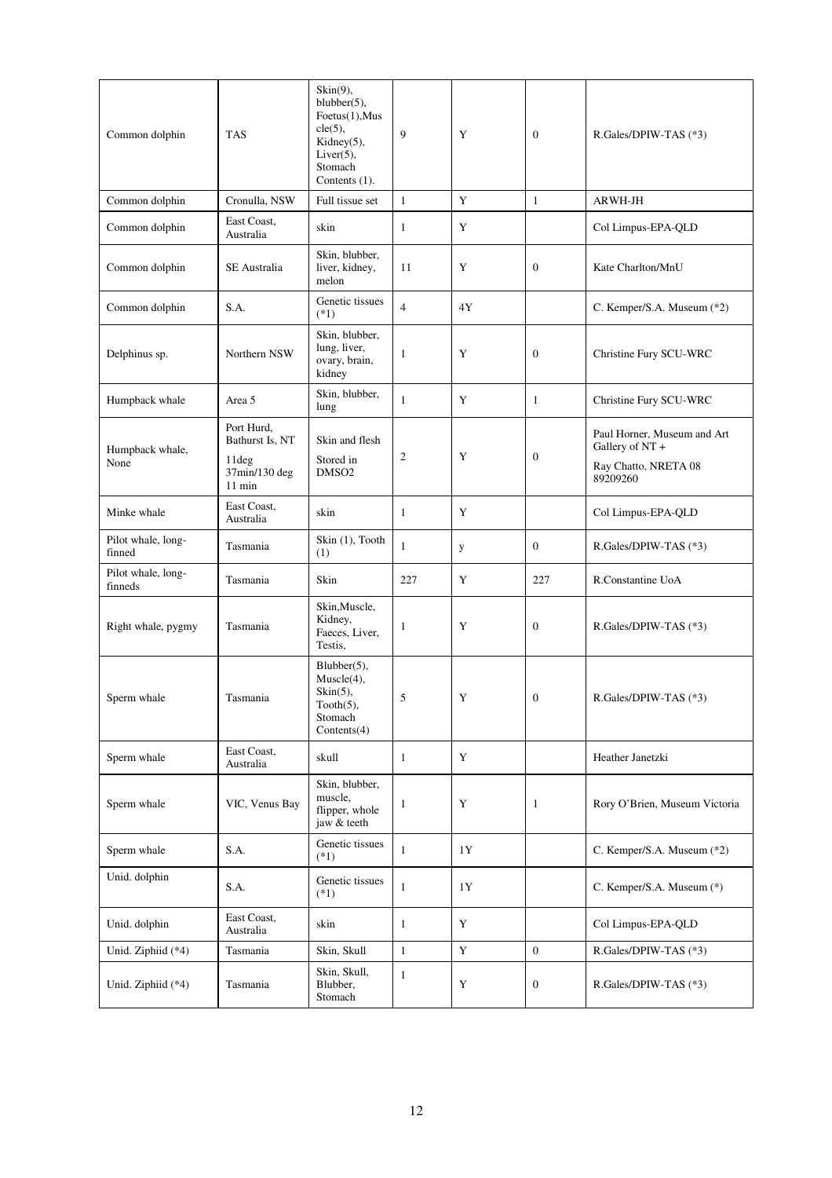| Common dolphin | TAS | Skin(9), blubber(5), Foetus(1),Muscle(5), Kidney(5), Liver(5), Stomach Contents (1). | 9 | Y | 0 | R.Gales/DPIW-TAS (*3) |
|---|---|---|---|---|---|---|
| Common dolphin | Cronulla, NSW | Full tissue set | 1 | Y | 1 | ARWH-JH |
| Common dolphin | East Coast, Australia | skin | 1 | Y | | Col Limpus-EPA-QLD |
| Common dolphin | SE Australia | Skin, blubber, liver, kidney, melon | 11 | Y | 0 | Kate Charlton/MnU |
| Common dolphin | S.A. | Genetic tissues (*1) | 4 | 4Y | | C. Kemper/S.A. Museum (*2) |
| Delphinus sp. | Northern NSW | Skin, blubber, lung, liver, ovary, brain, kidney | 1 | Y | 0 | Christine Fury SCU-WRC |
| Humpback whale | Area 5 | Skin, blubber, lung | 1 | Y | 1 | Christine Fury SCU-WRC |
| Humpback whale, None | Port Hurd, Bathurst Is, NT 11deg 37min/130 deg 11 min | Skin and flesh Stored in DMSO2 | 2 | Y | 0 | Paul Horner, Museum and Art Gallery of NT + Ray Chatto, NRETA 08 89209260 |
| Minke whale | East Coast, Australia | skin | 1 | Y | | Col Limpus-EPA-QLD |
| Pilot whale, long-finned | Tasmania | Skin (1), Tooth (1) | 1 | y | 0 | R.Gales/DPIW-TAS (*3) |
| Pilot whale, long-finneds | Tasmania | Skin | 227 | Y | 227 | R.Constantine UoA |
| Right whale, pygmy | Tasmania | Skin,Muscle, Kidney, Faeces, Liver, Testis, | 1 | Y | 0 | R.Gales/DPIW-TAS (*3) |
| Sperm whale | Tasmania | Blubber(5), Muscle(4), Skin(5), Tooth(5), Stomach Contents(4) | 5 | Y | 0 | R.Gales/DPIW-TAS (*3) |
| Sperm whale | East Coast, Australia | skull | 1 | Y | | Heather Janetzki |
| Sperm whale | VIC, Venus Bay | Skin, blubber, muscle, flipper, whole jaw & teeth | 1 | Y | 1 | Rory O'Brien, Museum Victoria |
| Sperm whale | S.A. | Genetic tissues (*1) | 1 | 1Y | | C. Kemper/S.A. Museum (*2) |
| Unid. dolphin | S.A. | Genetic tissues (*1) | 1 | 1Y | | C. Kemper/S.A. Museum (*) |
| Unid. dolphin | East Coast, Australia | skin | 1 | Y | | Col Limpus-EPA-QLD |
| Unid. Ziphiid (*4) | Tasmania | Skin, Skull | 1 | Y | 0 | R.Gales/DPIW-TAS (*3) |
| Unid. Ziphiid (*4) | Tasmania | Skin, Skull, Blubber, Stomach | 1 | Y | 0 | R.Gales/DPIW-TAS (*3) |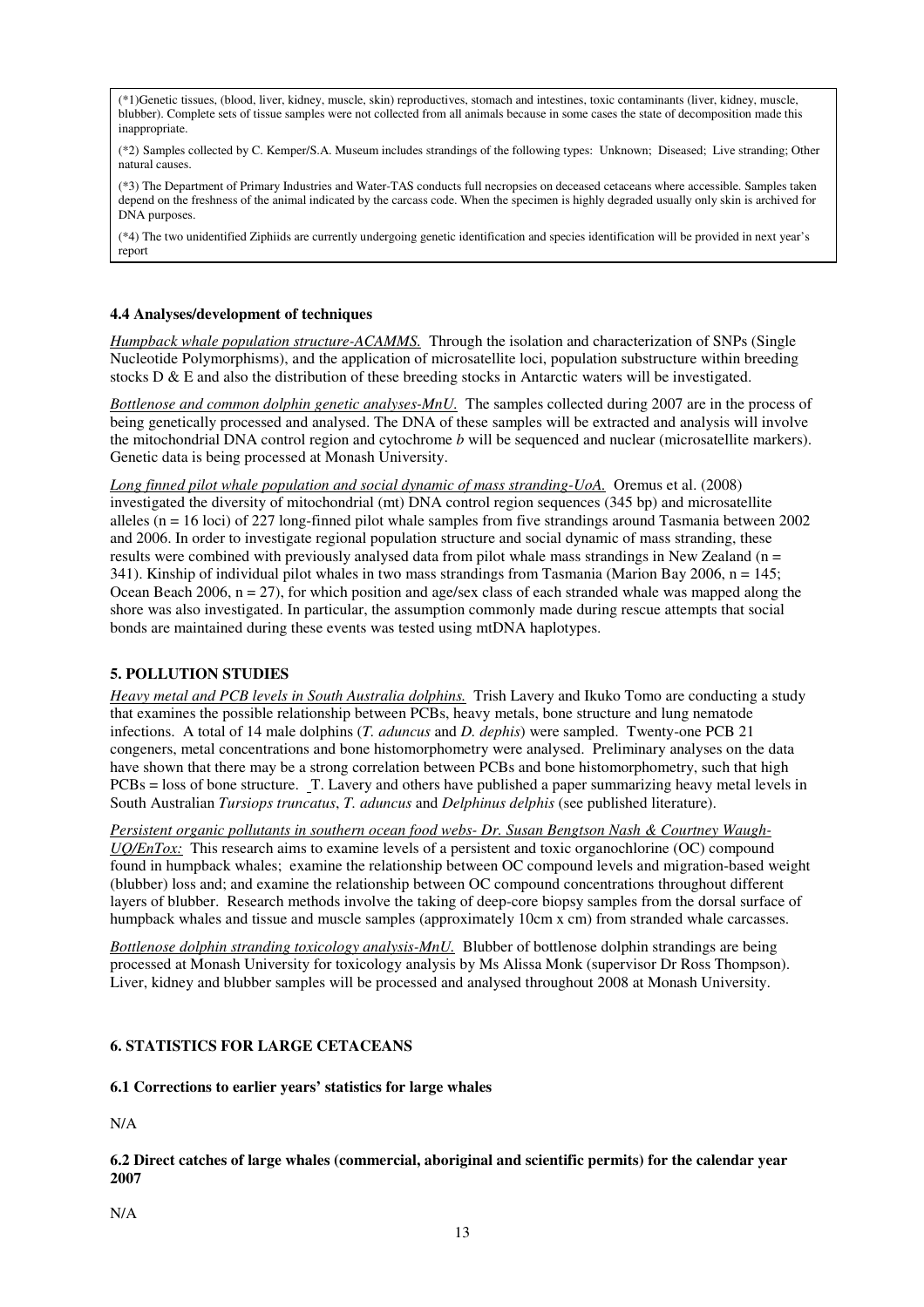(*1)Genetic tissues, (blood, liver, kidney, muscle, skin) reproductives, stomach and intestines, toxic contaminants (liver, kidney, muscle, blubber). Complete sets of tissue samples were not collected from all animals because in some cases the state of decomposition made this inappropriate.

(*2) Samples collected by C. Kemper/S.A. Museum includes strandings of the following types: Unknown; Diseased; Live stranding; Other natural causes.

(*3) The Department of Primary Industries and Water-TAS conducts full necropsies on deceased cetaceans where accessible. Samples taken depend on the freshness of the animal indicated by the carcass code. When the specimen is highly degraded usually only skin is archived for DNA purposes.

(*4) The two unidentified Ziphiids are currently undergoing genetic identification and species identification will be provided in next year's report

#### 4.4 Analyses/development of techniques

_Humpback whale population structure-ACAMMS._ Through the isolation and characterization of SNPs (Single Nucleotide Polymorphisms), and the application of microsatellite loci, population substructure within breeding stocks D & E and also the distribution of these breeding stocks in Antarctic waters will be investigated.

_Bottlenose and common dolphin genetic analyses-MnU._ The samples collected during 2007 are in the process of being genetically processed and analysed. The DNA of these samples will be extracted and analysis will involve the mitochondrial DNA control region and cytochrome *b* will be sequenced and nuclear (microsatellite markers). Genetic data is being processed at Monash University.

_Long finned pilot whale population and social dynamic of mass stranding-UoA._ Oremus et al. (2008) investigated the diversity of mitochondrial (mt) DNA control region sequences (345 bp) and microsatellite alleles (n = 16 loci) of 227 long-finned pilot whale samples from five strandings around Tasmania between 2002 and 2006. In order to investigate regional population structure and social dynamic of mass stranding, these results were combined with previously analysed data from pilot whale mass strandings in New Zealand (n = 341). Kinship of individual pilot whales in two mass strandings from Tasmania (Marion Bay 2006, n = 145; Ocean Beach 2006, n = 27), for which position and age/sex class of each stranded whale was mapped along the shore was also investigated. In particular, the assumption commonly made during rescue attempts that social bonds are maintained during these events was tested using mtDNA haplotypes.

### 5. POLLUTION STUDIES

_Heavy metal and PCB levels in South Australia dolphins._ Trish Lavery and Ikuko Tomo are conducting a study that examines the possible relationship between PCBs, heavy metals, bone structure and lung nematode infections. A total of 14 male dolphins (*T. aduncus* and *D. dephis*) were sampled. Twenty-one PCB 21 congeners, metal concentrations and bone histomorphometry were analysed. Preliminary analyses on the data have shown that there may be a strong correlation between PCBs and bone histomorphometry, such that high PCBs = loss of bone structure. T. Lavery and others have published a paper summarizing heavy metal levels in South Australian *Tursiops truncatus*, *T. aduncus* and *Delphinus delphis* (see published literature).

_Persistent organic pollutants in southern ocean food webs- Dr. Susan Bengtson Nash & Courtney Waugh-UQ/EnTox:_ This research aims to examine levels of a persistent and toxic organochlorine (OC) compound found in humpback whales; examine the relationship between OC compound levels and migration-based weight (blubber) loss and; and examine the relationship between OC compound concentrations throughout different layers of blubber. Research methods involve the taking of deep-core biopsy samples from the dorsal surface of humpback whales and tissue and muscle samples (approximately 10cm x cm) from stranded whale carcasses.

_Bottlenose dolphin stranding toxicology analysis-MnU._ Blubber of bottlenose dolphin strandings are being processed at Monash University for toxicology analysis by Ms Alissa Monk (supervisor Dr Ross Thompson). Liver, kidney and blubber samples will be processed and analysed throughout 2008 at Monash University.

### 6. STATISTICS FOR LARGE CETACEANS

#### 6.1 Corrections to earlier years' statistics for large whales

N/A

#### 6.2 Direct catches of large whales (commercial, aboriginal and scientific permits) for the calendar year 2007

N/A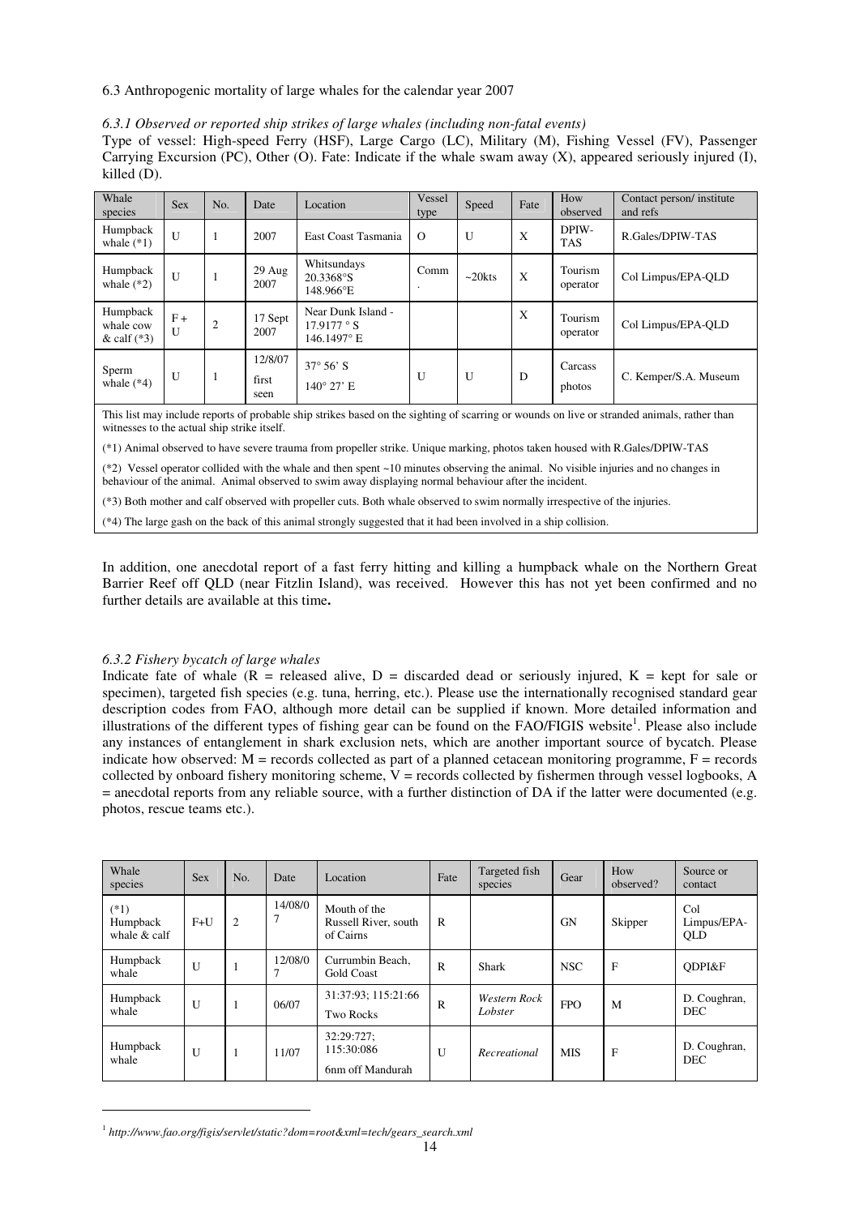6.3 Anthropogenic mortality of large whales for the calendar year 2007

*6.3.1 Observed or reported ship strikes of large whales (including non-fatal events)*

Type of vessel: High-speed Ferry (HSF), Large Cargo (LC), Military (M), Fishing Vessel (FV), Passenger Carrying Excursion (PC), Other (O). Fate: Indicate if the whale swam away (X), appeared seriously injured (I), killed (D).

| Whale species | Sex | No. | Date | Location | Vessel type | Speed | Fate | How observed | Contact person/ institute and refs |
|---|---|---|---|---|---|---|---|---|---|
| Humpback whale (*1) | U | 1 | 2007 | East Coast Tasmania | O | U | X | DPIW-TAS | R.Gales/DPIW-TAS |
| Humpback whale (*2) | U | 1 | 29 Aug 2007 | Whitsundays 20.3368°S 148.966°E | Comm. | ~20kts | X | Tourism operator | Col Limpus/EPA-QLD |
| Humpback whale cow & calf (*3) | F + U | 2 | 17 Sept 2007 | Near Dunk Island - 17.9177 ° S 146.1497° E | | | X | Tourism operator | Col Limpus/EPA-QLD |
| Sperm whale (*4) | U | 1 | 12/8/07 first seen | 37° 56' S 140° 27' E | U | U | D | Carcass photos | C. Kemper/S.A. Museum |

This list may include reports of probable ship strikes based on the sighting of scarring or wounds on live or stranded animals, rather than witnesses to the actual ship strike itself.

(*1) Animal observed to have severe trauma from propeller strike. Unique marking, photos taken housed with R.Gales/DPIW-TAS

(*2) Vessel operator collided with the whale and then spent ~10 minutes observing the animal. No visible injuries and no changes in behaviour of the animal. Animal observed to swim away displaying normal behaviour after the incident.

(*3) Both mother and calf observed with propeller cuts. Both whale observed to swim normally irrespective of the injuries.

(*4) The large gash on the back of this animal strongly suggested that it had been involved in a ship collision.

In addition, one anecdotal report of a fast ferry hitting and killing a humpback whale on the Northern Great Barrier Reef off QLD (near Fitzlin Island), was received. However this has not yet been confirmed and no further details are available at this time**.**

*6.3.2 Fishery bycatch of large whales*

Indicate fate of whale (R = released alive, D = discarded dead or seriously injured, K = kept for sale or specimen), targeted fish species (e.g. tuna, herring, etc.). Please use the internationally recognised standard gear description codes from FAO, although more detail can be supplied if known. More detailed information and illustrations of the different types of fishing gear can be found on the FAO/FIGIS website[1]. Please also include any instances of entanglement in shark exclusion nets, which are another important source of bycatch. Please indicate how observed: M = records collected as part of a planned cetacean monitoring programme, F = records collected by onboard fishery monitoring scheme, V = records collected by fishermen through vessel logbooks, A = anecdotal reports from any reliable source, with a further distinction of DA if the latter were documented (e.g. photos, rescue teams etc.).

| Whale species | Sex | No. | Date | Location | Fate | Targeted fish species | Gear | How observed? | Source or contact |
|---|---|---|---|---|---|---|---|---|---|
| (*1) Humpback whale & calf | F+U | 2 | 14/08/07 | Mouth of the Russell River, south of Cairns | R | | GN | Skipper | Col Limpus/EPA-QLD |
| Humpback whale | U | 1 | 12/08/07 | Currumbin Beach, Gold Coast | R | Shark | NSC | F | QDPI&F |
| Humpback whale | U | 1 | 06/07 | 31:37:93; 115:21:66 Two Rocks | R | *Western Rock Lobster* | FPO | M | D. Coughran, DEC |
| Humpback whale | U | 1 | 11/07 | 32:29:727; 115:30:086 6nm off Mandurah | U | *Recreational* | MIS | F | D. Coughran, DEC |

[1] *http://www.fao.org/figis/servlet/static?dom=root&xml=tech/gears_search.xml*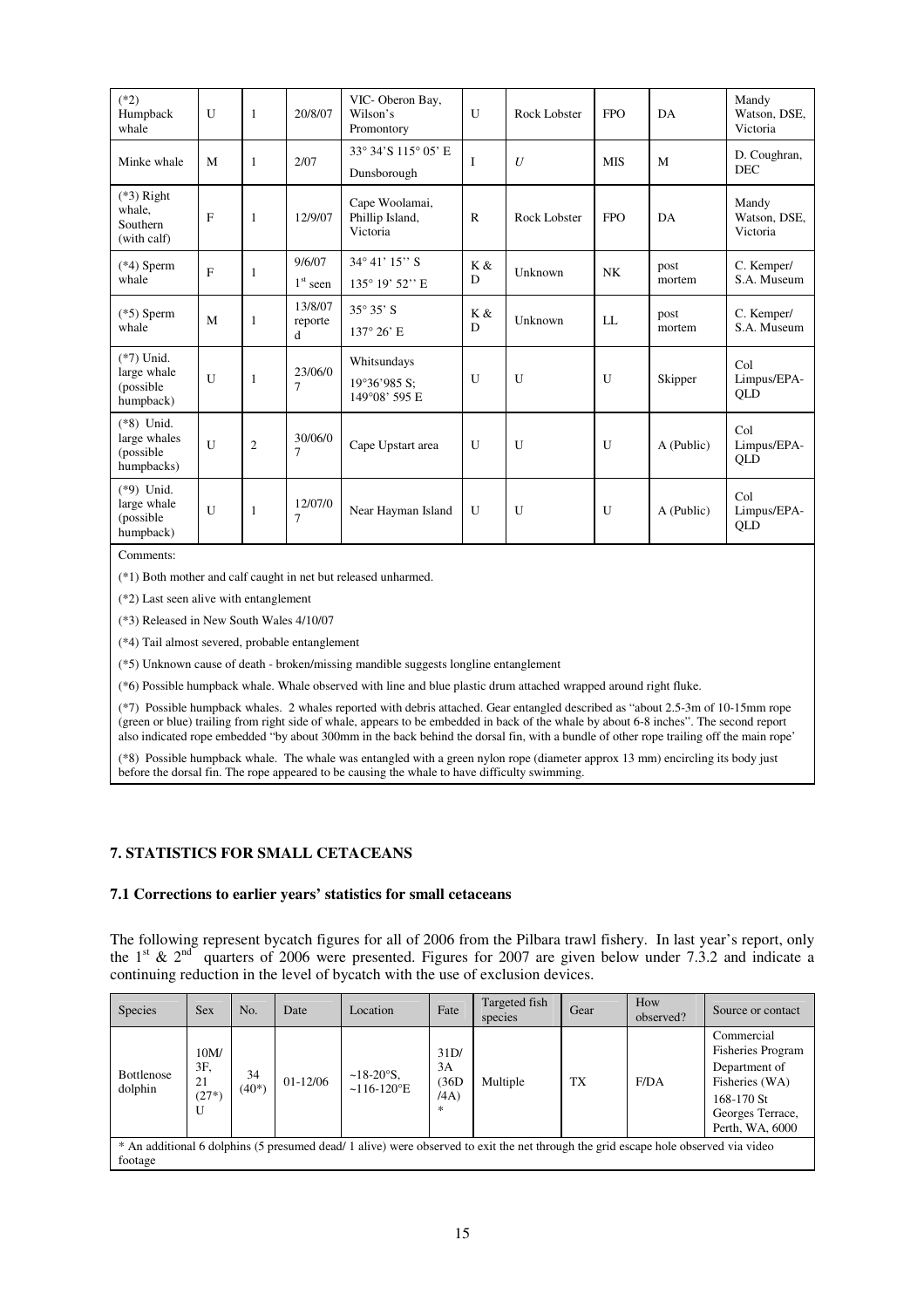| (*2) Humpback whale | U | 1 | 20/8/07 | VIC- Oberon Bay, Wilson's Promontory | U | Rock Lobster | FPO | DA | Mandy Watson, DSE, Victoria |
|---|---|---|---|---|---|---|---|---|---|
| Minke whale | M | 1 | 2/07 | 33° 34'S 115° 05' E Dunsborough | I | *U* | MIS | M | D. Coughran, DEC |
| (*3) Right whale, Southern (with calf) | F | 1 | 12/9/07 | Cape Woolamai, Phillip Island, Victoria | R | Rock Lobster | FPO | DA | Mandy Watson, DSE, Victoria |
| (*4) Sperm whale | F | 1 | 9/6/07 1st seen | 34° 41' 15'' S 135° 19' 52'' E | K & D | Unknown | NK | post mortem | C. Kemper/ S.A. Museum |
| (*5) Sperm whale | M | 1 | 13/8/07 reported | 35° 35' S 137° 26' E | K & D | Unknown | LL | post mortem | C. Kemper/ S.A. Museum |
| (*7) Unid. large whale (possible humpback) | U | 1 | 23/06/07 | Whitsundays 19°36'985 S; 149°08' 595 E | U | U | U | Skipper | Col Limpus/EPA-QLD |
| (*8) Unid. large whales (possible humpbacks) | U | 2 | 30/06/07 | Cape Upstart area | U | U | U | A (Public) | Col Limpus/EPA-QLD |
| (*9) Unid. large whale (possible humpback) | U | 1 | 12/07/07 | Near Hayman Island | U | U | U | A (Public) | Col Limpus/EPA-QLD |

Comments:

(*1) Both mother and calf caught in net but released unharmed.

(*2) Last seen alive with entanglement

(*3) Released in New South Wales 4/10/07

(*4) Tail almost severed, probable entanglement

(*5) Unknown cause of death - broken/missing mandible suggests longline entanglement

(*6) Possible humpback whale. Whale observed with line and blue plastic drum attached wrapped around right fluke.

(*7) Possible humpback whales. 2 whales reported with debris attached. Gear entangled described as "about 2.5-3m of 10-15mm rope (green or blue) trailing from right side of whale, appears to be embedded in back of the whale by about 6-8 inches". The second report also indicated rope embedded "by about 300mm in the back behind the dorsal fin, with a bundle of other rope trailing off the main rope'

(*8) Possible humpback whale. The whale was entangled with a green nylon rope (diameter approx 13 mm) encircling its body just before the dorsal fin. The rope appeared to be causing the whale to have difficulty swimming.

## 7. STATISTICS FOR SMALL CETACEANS

### 7.1 Corrections to earlier years' statistics for small cetaceans

The following represent bycatch figures for all of 2006 from the Pilbara trawl fishery. In last year's report, only the 1st & 2nd quarters of 2006 were presented. Figures for 2007 are given below under 7.3.2 and indicate a continuing reduction in the level of bycatch with the use of exclusion devices.

| Species | Sex | No. | Date | Location | Fate | Targeted fish species | Gear | How observed? | Source or contact |
|---|---|---|---|---|---|---|---|---|---|
| Bottlenose dolphin | 10M/ 3F, 21 (27*) U | 34 (40*) | 01-12/06 | ~18-20°S, ~116-120°E | 31D/ 3A (36D /4A) * | Multiple | TX | F/DA | Commercial Fisheries Program Department of Fisheries (WA) 168-170 St Georges Terrace, Perth, WA, 6000 |

\* An additional 6 dolphins (5 presumed dead/ 1 alive) were observed to exit the net through the grid escape hole observed via video footage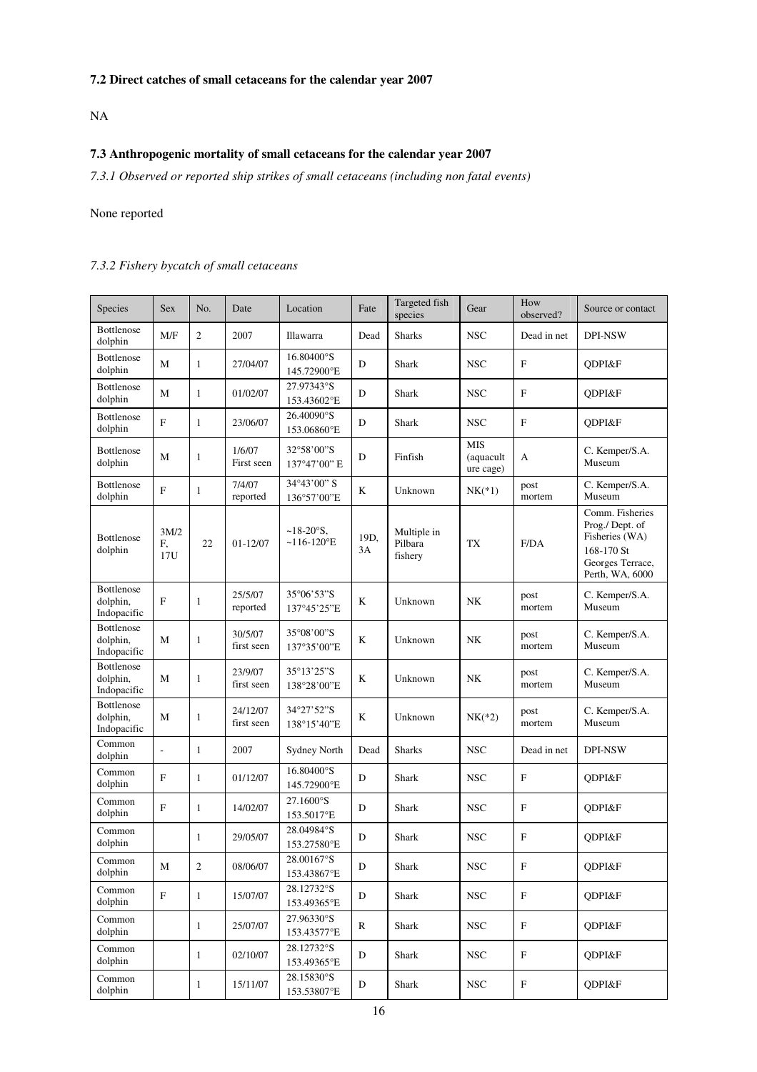### 7.2 Direct catches of small cetaceans for the calendar year 2007

NA

### 7.3 Anthropogenic mortality of small cetaceans for the calendar year 2007

*7.3.1 Observed or reported ship strikes of small cetaceans (including non fatal events)*

None reported

*7.3.2 Fishery bycatch of small cetaceans*

| Species | Sex | No. | Date | Location | Fate | Targeted fish species | Gear | How observed? | Source or contact |
|---|---|---|---|---|---|---|---|---|---|
| Bottlenose dolphin | M/F | 2 | 2007 | Illawarra | Dead | Sharks | NSC | Dead in net | DPI-NSW |
| Bottlenose dolphin | M | 1 | 27/04/07 | 16.80400°S 145.72900°E | D | Shark | NSC | F | QDPI&F |
| Bottlenose dolphin | M | 1 | 01/02/07 | 27.97343°S 153.43602°E | D | Shark | NSC | F | QDPI&F |
| Bottlenose dolphin | F | 1 | 23/06/07 | 26.40090°S 153.06860°E | D | Shark | NSC | F | QDPI&F |
| Bottlenose dolphin | M | 1 | 1/6/07 First seen | 32°58'00"S 137°47'00" E | D | Finfish | MIS (aquaculture cage) | A | C. Kemper/S.A. Museum |
| Bottlenose dolphin | F | 1 | 7/4/07 reported | 34°43'00" S 136°57'00"E | K | Unknown | NK(*1) | post mortem | C. Kemper/S.A. Museum |
| Bottlenose dolphin | 3M/2F, 17U | 22 | 01-12/07 | ~18-20°S, ~116-120°E | 19D, 3A | Multiple in Pilbara fishery | TX | F/DA | Comm. Fisheries Prog./ Dept. of Fisheries (WA) 168-170 St Georges Terrace, Perth, WA, 6000 |
| Bottlenose dolphin, Indopacific | F | 1 | 25/5/07 reported | 35°06'53"S 137°45'25"E | K | Unknown | NK | post mortem | C. Kemper/S.A. Museum |
| Bottlenose dolphin, Indopacific | M | 1 | 30/5/07 first seen | 35°08'00"S 137°35'00"E | K | Unknown | NK | post mortem | C. Kemper/S.A. Museum |
| Bottlenose dolphin, Indopacific | M | 1 | 23/9/07 first seen | 35°13'25"S 138°28'00"E | K | Unknown | NK | post mortem | C. Kemper/S.A. Museum |
| Bottlenose dolphin, Indopacific | M | 1 | 24/12/07 first seen | 34°27'52"S 138°15'40"E | K | Unknown | NK(*2) | post mortem | C. Kemper/S.A. Museum |
| Common dolphin | - | 1 | 2007 | Sydney North | Dead | Sharks | NSC | Dead in net | DPI-NSW |
| Common dolphin | F | 1 | 01/12/07 | 16.80400°S 145.72900°E | D | Shark | NSC | F | QDPI&F |
| Common dolphin | F | 1 | 14/02/07 | 27.1600°S 153.5017°E | D | Shark | NSC | F | QDPI&F |
| Common dolphin | | 1 | 29/05/07 | 28.04984°S 153.27580°E | D | Shark | NSC | F | QDPI&F |
| Common dolphin | M | 2 | 08/06/07 | 28.00167°S 153.43867°E | D | Shark | NSC | F | QDPI&F |
| Common dolphin | F | 1 | 15/07/07 | 28.12732°S 153.49365°E | D | Shark | NSC | F | QDPI&F |
| Common dolphin | | 1 | 25/07/07 | 27.96330°S 153.43577°E | R | Shark | NSC | F | QDPI&F |
| Common dolphin | | 1 | 02/10/07 | 28.12732°S 153.49365°E | D | Shark | NSC | F | QDPI&F |
| Common dolphin | | 1 | 15/11/07 | 28.15830°S 153.53807°E | D | Shark | NSC | F | QDPI&F |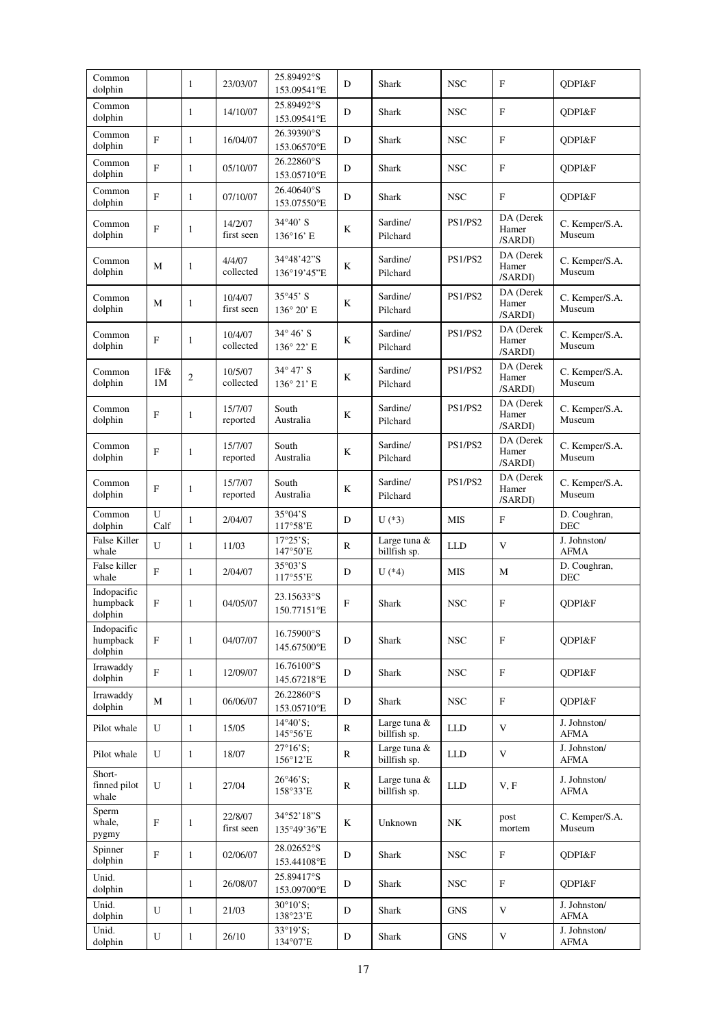| Common dolphin | | 1 | 23/03/07 | 25.89492°S 153.09541°E | D | Shark | NSC | F | QDPI&F |
|---|---|---|---|---|---|---|---|---|---|
| Common dolphin | | 1 | 14/10/07 | 25.89492°S 153.09541°E | D | Shark | NSC | F | QDPI&F |
| Common dolphin | F | 1 | 16/04/07 | 26.39390°S 153.06570°E | D | Shark | NSC | F | QDPI&F |
| Common dolphin | F | 1 | 05/10/07 | 26.22860°S 153.05710°E | D | Shark | NSC | F | QDPI&F |
| Common dolphin | F | 1 | 07/10/07 | 26.40640°S 153.07550°E | D | Shark | NSC | F | QDPI&F |
| Common dolphin | F | 1 | 14/2/07 first seen | 34°40' S 136°16' E | K | Sardine/ Pilchard | PS1/PS2 | DA (Derek Hamer /SARDI) | C. Kemper/S.A. Museum |
| Common dolphin | M | 1 | 4/4/07 collected | 34°48'42"S 136°19'45"E | K | Sardine/ Pilchard | PS1/PS2 | DA (Derek Hamer /SARDI) | C. Kemper/S.A. Museum |
| Common dolphin | M | 1 | 10/4/07 first seen | 35°45' S 136° 20' E | K | Sardine/ Pilchard | PS1/PS2 | DA (Derek Hamer /SARDI) | C. Kemper/S.A. Museum |
| Common dolphin | F | 1 | 10/4/07 collected | 34° 46' S 136° 22' E | K | Sardine/ Pilchard | PS1/PS2 | DA (Derek Hamer /SARDI) | C. Kemper/S.A. Museum |
| Common dolphin | 1F& 1M | 2 | 10/5/07 collected | 34° 47' S 136° 21' E | K | Sardine/ Pilchard | PS1/PS2 | DA (Derek Hamer /SARDI) | C. Kemper/S.A. Museum |
| Common dolphin | F | 1 | 15/7/07 reported | South Australia | K | Sardine/ Pilchard | PS1/PS2 | DA (Derek Hamer /SARDI) | C. Kemper/S.A. Museum |
| Common dolphin | F | 1 | 15/7/07 reported | South Australia | K | Sardine/ Pilchard | PS1/PS2 | DA (Derek Hamer /SARDI) | C. Kemper/S.A. Museum |
| Common dolphin | F | 1 | 15/7/07 reported | South Australia | K | Sardine/ Pilchard | PS1/PS2 | DA (Derek Hamer /SARDI) | C. Kemper/S.A. Museum |
| Common dolphin | U Calf | 1 | 2/04/07 | 35°04'S 117°58'E | D | U (*3) | MIS | F | D. Coughran, DEC |
| False Killer whale | U | 1 | 11/03 | 17°25'S; 147°50'E | R | Large tuna & billfish sp. | LLD | V | J. Johnston/ AFMA |
| False killer whale | F | 1 | 2/04/07 | 35°03'S 117°55'E | D | U (*4) | MIS | M | D. Coughran, DEC |
| Indopacific humpback dolphin | F | 1 | 04/05/07 | 23.15633°S 150.77151°E | F | Shark | NSC | F | QDPI&F |
| Indopacific humpback dolphin | F | 1 | 04/07/07 | 16.75900°S 145.67500°E | D | Shark | NSC | F | QDPI&F |
| Irrawaddy dolphin | F | 1 | 12/09/07 | 16.76100°S 145.67218°E | D | Shark | NSC | F | QDPI&F |
| Irrawaddy dolphin | M | 1 | 06/06/07 | 26.22860°S 153.05710°E | D | Shark | NSC | F | QDPI&F |
| Pilot whale | U | 1 | 15/05 | 14°40'S; 145°56'E | R | Large tuna & billfish sp. | LLD | V | J. Johnston/ AFMA |
| Pilot whale | U | 1 | 18/07 | 27°16'S; 156°12'E | R | Large tuna & billfish sp. | LLD | V | J. Johnston/ AFMA |
| Short-finned pilot whale | U | 1 | 27/04 | 26°46'S; 158°33'E | R | Large tuna & billfish sp. | LLD | V, F | J. Johnston/ AFMA |
| Sperm whale, pygmy | F | 1 | 22/8/07 first seen | 34°52'18"S 135°49'36"E | K | Unknown | NK | post mortem | C. Kemper/S.A. Museum |
| Spinner dolphin | F | 1 | 02/06/07 | 28.02652°S 153.44108°E | D | Shark | NSC | F | QDPI&F |
| Unid. dolphin | | 1 | 26/08/07 | 25.89417°S 153.09700°E | D | Shark | NSC | F | QDPI&F |
| Unid. dolphin | U | 1 | 21/03 | 30°10'S; 138°23'E | D | Shark | GNS | V | J. Johnston/ AFMA |
| Unid. dolphin | U | 1 | 26/10 | 33°19'S; 134°07'E | D | Shark | GNS | V | J. Johnston/ AFMA |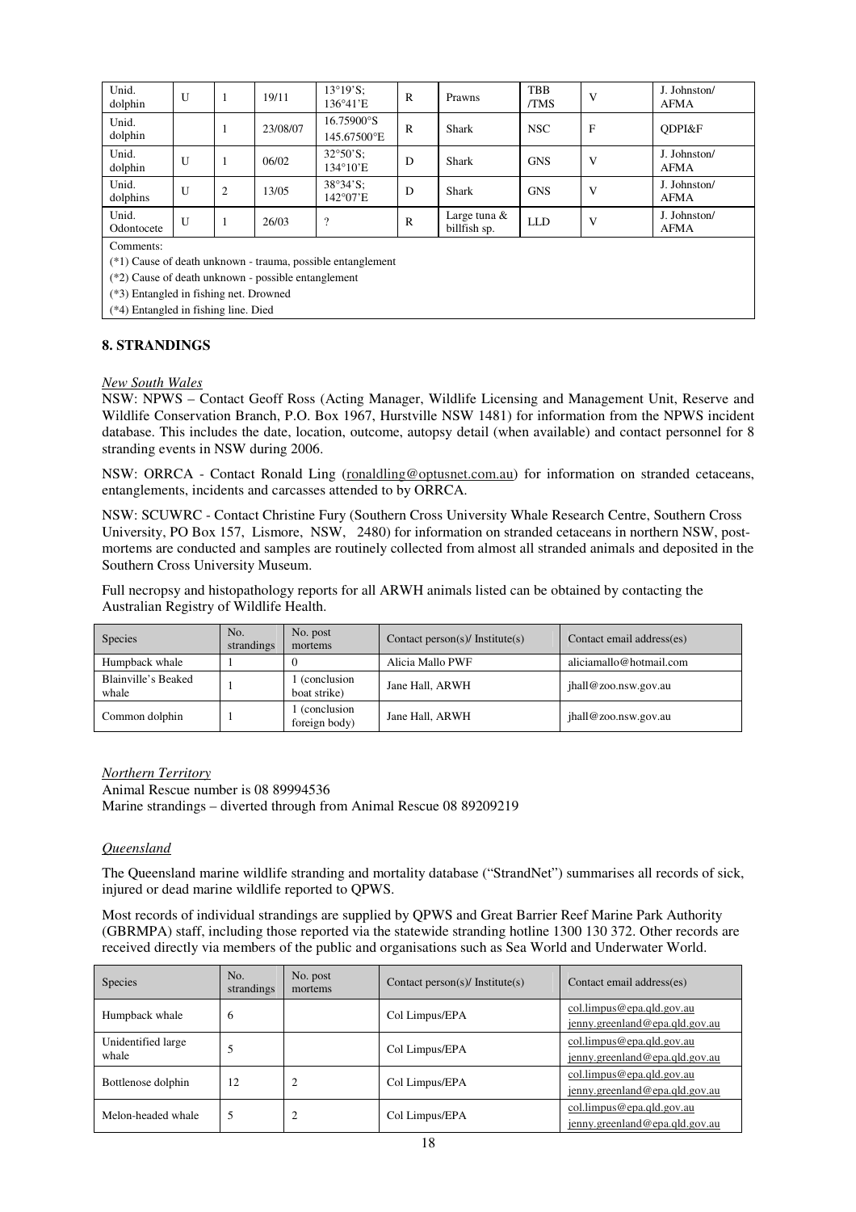| Unid. dolphin | U | 1 | 19/11 | 13°19'S; 136°41'E | R | Prawns | TBB /TMS | V | J. Johnston/ AFMA |
|---|---|---|---|---|---|---|---|---|---|
| Unid. dolphin | | 1 | 23/08/07 | 16.75900°S 145.67500°E | R | Shark | NSC | F | QDPI&F |
| Unid. dolphin | U | 1 | 06/02 | 32°50'S; 134°10'E | D | Shark | GNS | V | J. Johnston/ AFMA |
| Unid. dolphins | U | 2 | 13/05 | 38°34'S; 142°07'E | D | Shark | GNS | V | J. Johnston/ AFMA |
| Unid. Odontocete | U | 1 | 26/03 | ? | R | Large tuna & billfish sp. | LLD | V | J. Johnston/ AFMA |

Comments:
(*1) Cause of death unknown - trauma, possible entanglement
(*2) Cause of death unknown - possible entanglement
(*3) Entangled in fishing net. Drowned
(*4) Entangled in fishing line. Died

## 8. STRANDINGS

*New South Wales*

NSW: NPWS – Contact Geoff Ross (Acting Manager, Wildlife Licensing and Management Unit, Reserve and Wildlife Conservation Branch, P.O. Box 1967, Hurstville NSW 1481) for information from the NPWS incident database. This includes the date, location, outcome, autopsy detail (when available) and contact personnel for 8 stranding events in NSW during 2006.

NSW: ORRCA - Contact Ronald Ling (ronaldling@optusnet.com.au) for information on stranded cetaceans, entanglements, incidents and carcasses attended to by ORRCA.

NSW: SCUWRC - Contact Christine Fury (Southern Cross University Whale Research Centre, Southern Cross University, PO Box 157, Lismore, NSW, 2480) for information on stranded cetaceans in northern NSW, post-mortems are conducted and samples are routinely collected from almost all stranded animals and deposited in the Southern Cross University Museum.

Full necropsy and histopathology reports for all ARWH animals listed can be obtained by contacting the Australian Registry of Wildlife Health.

| Species | No. strandings | No. post mortems | Contact person(s)/ Institute(s) | Contact email address(es) |
|---|---|---|---|---|
| Humpback whale | 1 | 0 | Alicia Mallo PWF | aliciamallo@hotmail.com |
| Blainville's Beaked whale | 1 | 1 (conclusion boat strike) | Jane Hall, ARWH | jhall@zoo.nsw.gov.au |
| Common dolphin | 1 | 1 (conclusion foreign body) | Jane Hall, ARWH | jhall@zoo.nsw.gov.au |

*Northern Territory*

Animal Rescue number is 08 89994536
Marine strandings – diverted through from Animal Rescue 08 89209219

*Queensland*

The Queensland marine wildlife stranding and mortality database ("StrandNet") summarises all records of sick, injured or dead marine wildlife reported to QPWS.

Most records of individual strandings are supplied by QPWS and Great Barrier Reef Marine Park Authority (GBRMPA) staff, including those reported via the statewide stranding hotline 1300 130 372. Other records are received directly via members of the public and organisations such as Sea World and Underwater World.

| Species | No. strandings | No. post mortems | Contact person(s)/ Institute(s) | Contact email address(es) |
|---|---|---|---|---|
| Humpback whale | 6 | | Col Limpus/EPA | col.limpus@epa.qld.gov.au jenny.greenland@epa.qld.gov.au |
| Unidentified large whale | 5 | | Col Limpus/EPA | col.limpus@epa.qld.gov.au jenny.greenland@epa.qld.gov.au |
| Bottlenose dolphin | 12 | 2 | Col Limpus/EPA | col.limpus@epa.qld.gov.au jenny.greenland@epa.qld.gov.au |
| Melon-headed whale | 5 | 2 | Col Limpus/EPA | col.limpus@epa.qld.gov.au jenny.greenland@epa.qld.gov.au |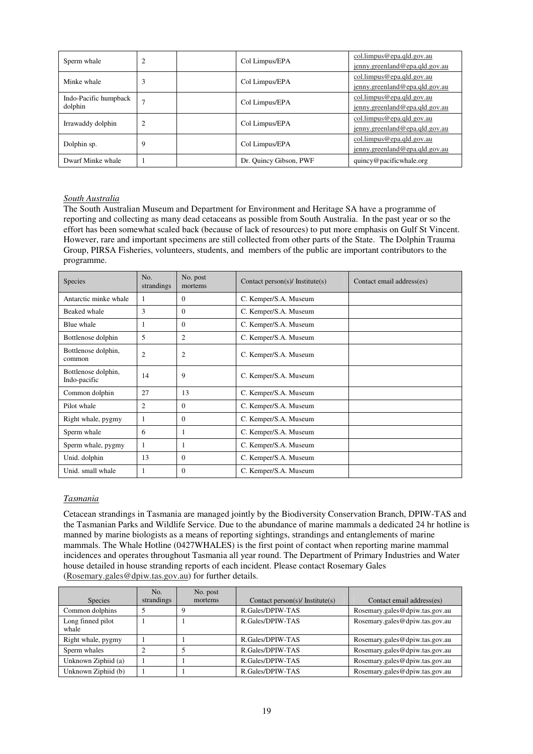| Sperm whale | 2 | | Col Limpus/EPA | col.limpus@epa.qld.gov.au jenny.greenland@epa.qld.gov.au |
|---|---|---|---|---|
| Minke whale | 3 | | Col Limpus/EPA | col.limpus@epa.qld.gov.au jenny.greenland@epa.qld.gov.au |
| Indo-Pacific humpback dolphin | 7 | | Col Limpus/EPA | col.limpus@epa.qld.gov.au jenny.greenland@epa.qld.gov.au |
| Irrawaddy dolphin | 2 | | Col Limpus/EPA | col.limpus@epa.qld.gov.au jenny.greenland@epa.qld.gov.au |
| Dolphin sp. | 9 | | Col Limpus/EPA | col.limpus@epa.qld.gov.au jenny.greenland@epa.qld.gov.au |
| Dwarf Minke whale | 1 | | Dr. Quincy Gibson, PWF | quincy@pacificwhale.org |

*South Australia*

The South Australian Museum and Department for Environment and Heritage SA have a programme of reporting and collecting as many dead cetaceans as possible from South Australia. In the past year or so the effort has been somewhat scaled back (because of lack of resources) to put more emphasis on Gulf St Vincent. However, rare and important specimens are still collected from other parts of the State. The Dolphin Trauma Group, PIRSA Fisheries, volunteers, students, and members of the public are important contributors to the programme.

| Species | No. strandings | No. post mortems | Contact person(s)/ Institute(s) | Contact email address(es) |
|---|---|---|---|---|
| Antarctic minke whale | 1 | 0 | C. Kemper/S.A. Museum | |
| Beaked whale | 3 | 0 | C. Kemper/S.A. Museum | |
| Blue whale | 1 | 0 | C. Kemper/S.A. Museum | |
| Bottlenose dolphin | 5 | 2 | C. Kemper/S.A. Museum | |
| Bottlenose dolphin, common | 2 | 2 | C. Kemper/S.A. Museum | |
| Bottlenose dolphin, Indo-pacific | 14 | 9 | C. Kemper/S.A. Museum | |
| Common dolphin | 27 | 13 | C. Kemper/S.A. Museum | |
| Pilot whale | 2 | 0 | C. Kemper/S.A. Museum | |
| Right whale, pygmy | 1 | 0 | C. Kemper/S.A. Museum | |
| Sperm whale | 6 | 1 | C. Kemper/S.A. Museum | |
| Sperm whale, pygmy | 1 | 1 | C. Kemper/S.A. Museum | |
| Unid. dolphin | 13 | 0 | C. Kemper/S.A. Museum | |
| Unid. small whale | 1 | 0 | C. Kemper/S.A. Museum | |

*Tasmania*

Cetacean strandings in Tasmania are managed jointly by the Biodiversity Conservation Branch, DPIW-TAS and the Tasmanian Parks and Wildlife Service. Due to the abundance of marine mammals a dedicated 24 hr hotline is manned by marine biologists as a means of reporting sightings, strandings and entanglements of marine mammals. The Whale Hotline (0427WHALES) is the first point of contact when reporting marine mammal incidences and operates throughout Tasmania all year round. The Department of Primary Industries and Water house detailed in house stranding reports of each incident. Please contact Rosemary Gales (Rosemary.gales@dpiw.tas.gov.au) for further details.

| Species | No. strandings | No. post mortems | Contact person(s)/ Institute(s) | Contact email address(es) |
|---|---|---|---|---|
| Common dolphins | 5 | 9 | R.Gales/DPIW-TAS | Rosemary.gales@dpiw.tas.gov.au |
| Long finned pilot whale | 1 | 1 | R.Gales/DPIW-TAS | Rosemary.gales@dpiw.tas.gov.au |
| Right whale, pygmy | 1 | 1 | R.Gales/DPIW-TAS | Rosemary.gales@dpiw.tas.gov.au |
| Sperm whales | 2 | 5 | R.Gales/DPIW-TAS | Rosemary.gales@dpiw.tas.gov.au |
| Unknown Ziphiid (a) | 1 | 1 | R.Gales/DPIW-TAS | Rosemary.gales@dpiw.tas.gov.au |
| Unknown Ziphiid (b) | 1 | 1 | R.Gales/DPIW-TAS | Rosemary.gales@dpiw.tas.gov.au |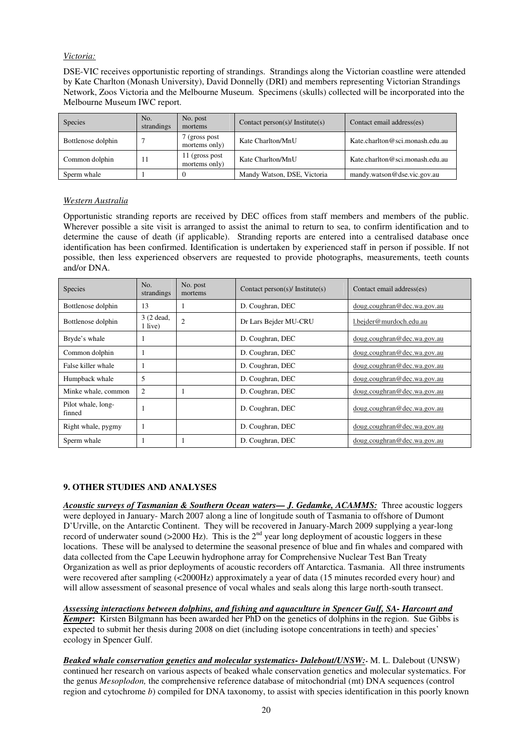*Victoria:*

DSE-VIC receives opportunistic reporting of strandings. Strandings along the Victorian coastline were attended by Kate Charlton (Monash University), David Donnelly (DRI) and members representing Victorian Strandings Network, Zoos Victoria and the Melbourne Museum. Specimens (skulls) collected will be incorporated into the Melbourne Museum IWC report.

| Species | No. strandings | No. post mortems | Contact person(s)/ Institute(s) | Contact email address(es) |
|---|---|---|---|---|
| Bottlenose dolphin | 7 | 7 (gross post mortems only) | Kate Charlton/MnU | Kate.charlton@sci.monash.edu.au |
| Common dolphin | 11 | 11 (gross post mortems only) | Kate Charlton/MnU | Kate.charlton@sci.monash.edu.au |
| Sperm whale | 1 | 0 | Mandy Watson, DSE, Victoria | mandy.watson@dse.vic.gov.au |

*Western Australia*

Opportunistic stranding reports are received by DEC offices from staff members and members of the public. Wherever possible a site visit is arranged to assist the animal to return to sea, to confirm identification and to determine the cause of death (if applicable). Stranding reports are entered into a centralised database once identification has been confirmed. Identification is undertaken by experienced staff in person if possible. If not possible, then less experienced observers are requested to provide photographs, measurements, teeth counts and/or DNA.

| Species | No. strandings | No. post mortems | Contact person(s)/ Institute(s) | Contact email address(es) |
|---|---|---|---|---|
| Bottlenose dolphin | 13 | 1 | D. Coughran, DEC | doug.coughran@dec.wa.gov.au |
| Bottlenose dolphin | 3 (2 dead, 1 live) | 2 | Dr Lars Bejder MU-CRU | l.bejder@murdoch.edu.au |
| Bryde's whale | 1 | | D. Coughran, DEC | doug.coughran@dec.wa.gov.au |
| Common dolphin | 1 | | D. Coughran, DEC | doug.coughran@dec.wa.gov.au |
| False killer whale | 1 | | D. Coughran, DEC | doug.coughran@dec.wa.gov.au |
| Humpback whale | 5 | | D. Coughran, DEC | doug.coughran@dec.wa.gov.au |
| Minke whale, common | 2 | 1 | D. Coughran, DEC | doug.coughran@dec.wa.gov.au |
| Pilot whale, long-finned | 1 | | D. Coughran, DEC | doug.coughran@dec.wa.gov.au |
| Right whale, pygmy | 1 | | D. Coughran, DEC | doug.coughran@dec.wa.gov.au |
| Sperm whale | 1 | 1 | D. Coughran, DEC | doug.coughran@dec.wa.gov.au |

## 9. OTHER STUDIES AND ANALYSES

***Acoustic surveys of Tasmanian & Southern Ocean waters— J. Gedamke, ACAMMS:*** Three acoustic loggers were deployed in January- March 2007 along a line of longitude south of Tasmania to offshore of Dumont D'Urville, on the Antarctic Continent. They will be recovered in January-March 2009 supplying a year-long record of underwater sound (>2000 Hz). This is the 2nd year long deployment of acoustic loggers in these locations. These will be analysed to determine the seasonal presence of blue and fin whales and compared with data collected from the Cape Leeuwin hydrophone array for Comprehensive Nuclear Test Ban Treaty Organization as well as prior deployments of acoustic recorders off Antarctica. Tasmania. All three instruments were recovered after sampling (<2000Hz) approximately a year of data (15 minutes recorded every hour) and will allow assessment of seasonal presence of vocal whales and seals along this large north-south transect.

***Assessing interactions between dolphins, and fishing and aquaculture in Spencer Gulf, SA- Harcourt and Kemper*:** Kirsten Bilgmann has been awarded her PhD on the genetics of dolphins in the region. Sue Gibbs is expected to submit her thesis during 2008 on diet (including isotope concentrations in teeth) and species' ecology in Spencer Gulf.

***Beaked whale conservation genetics and molecular systematics- Dalebout/UNSW:***- M. L. Dalebout (UNSW) continued her research on various aspects of beaked whale conservation genetics and molecular systematics. For the genus *Mesoplodon,* the comprehensive reference database of mitochondrial (mt) DNA sequences (control region and cytochrome *b*) compiled for DNA taxonomy, to assist with species identification in this poorly known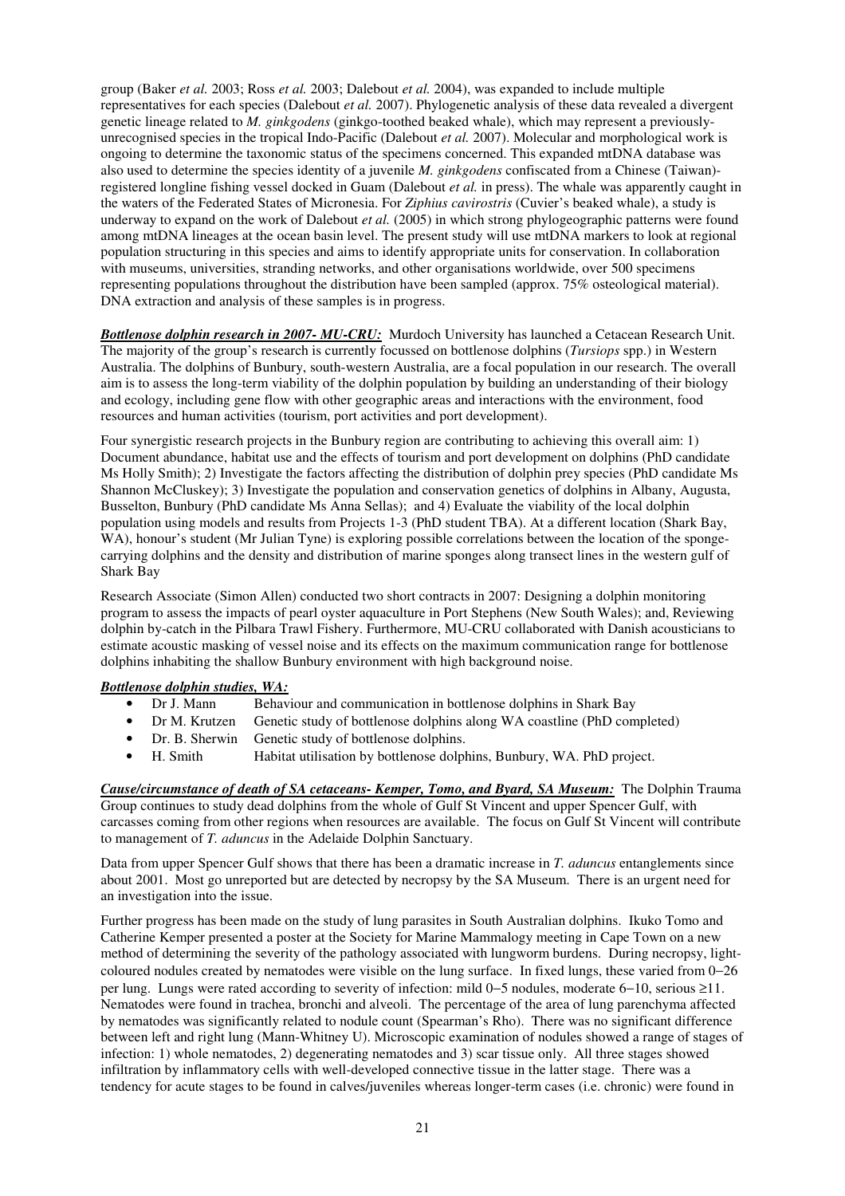group (Baker *et al.* 2003; Ross *et al.* 2003; Dalebout *et al.* 2004), was expanded to include multiple representatives for each species (Dalebout *et al.* 2007). Phylogenetic analysis of these data revealed a divergent genetic lineage related to *M. ginkgodens* (ginkgo-toothed beaked whale), which may represent a previously-unrecognised species in the tropical Indo-Pacific (Dalebout *et al.* 2007). Molecular and morphological work is ongoing to determine the taxonomic status of the specimens concerned. This expanded mtDNA database was also used to determine the species identity of a juvenile *M. ginkgodens* confiscated from a Chinese (Taiwan)-registered longline fishing vessel docked in Guam (Dalebout *et al.* in press). The whale was apparently caught in the waters of the Federated States of Micronesia. For *Ziphius cavirostris* (Cuvier's beaked whale), a study is underway to expand on the work of Dalebout *et al.* (2005) in which strong phylogeographic patterns were found among mtDNA lineages at the ocean basin level. The present study will use mtDNA markers to look at regional population structuring in this species and aims to identify appropriate units for conservation. In collaboration with museums, universities, stranding networks, and other organisations worldwide, over 500 specimens representing populations throughout the distribution have been sampled (approx. 75% osteological material). DNA extraction and analysis of these samples is in progress.

***Bottlenose dolphin research in 2007- MU-CRU:*** Murdoch University has launched a Cetacean Research Unit. The majority of the group's research is currently focussed on bottlenose dolphins (*Tursiops* spp.) in Western Australia. The dolphins of Bunbury, south-western Australia, are a focal population in our research. The overall aim is to assess the long-term viability of the dolphin population by building an understanding of their biology and ecology, including gene flow with other geographic areas and interactions with the environment, food resources and human activities (tourism, port activities and port development).

Four synergistic research projects in the Bunbury region are contributing to achieving this overall aim: 1) Document abundance, habitat use and the effects of tourism and port development on dolphins (PhD candidate Ms Holly Smith); 2) Investigate the factors affecting the distribution of dolphin prey species (PhD candidate Ms Shannon McCluskey); 3) Investigate the population and conservation genetics of dolphins in Albany, Augusta, Busselton, Bunbury (PhD candidate Ms Anna Sellas); and 4) Evaluate the viability of the local dolphin population using models and results from Projects 1-3 (PhD student TBA). At a different location (Shark Bay, WA), honour's student (Mr Julian Tyne) is exploring possible correlations between the location of the sponge-carrying dolphins and the density and distribution of marine sponges along transect lines in the western gulf of Shark Bay

Research Associate (Simon Allen) conducted two short contracts in 2007: Designing a dolphin monitoring program to assess the impacts of pearl oyster aquaculture in Port Stephens (New South Wales); and, Reviewing dolphin by-catch in the Pilbara Trawl Fishery. Furthermore, MU-CRU collaborated with Danish acousticians to estimate acoustic masking of vessel noise and its effects on the maximum communication range for bottlenose dolphins inhabiting the shallow Bunbury environment with high background noise.

***Bottlenose dolphin studies, WA:***

- Dr J. Mann — Behaviour and communication in bottlenose dolphins in Shark Bay
- Dr M. Krutzen — Genetic study of bottlenose dolphins along WA coastline (PhD completed)
- Dr. B. Sherwin — Genetic study of bottlenose dolphins.
- H. Smith — Habitat utilisation by bottlenose dolphins, Bunbury, WA. PhD project.

***Cause/circumstance of death of SA cetaceans- Kemper, Tomo, and Byard, SA Museum:*** The Dolphin Trauma Group continues to study dead dolphins from the whole of Gulf St Vincent and upper Spencer Gulf, with carcasses coming from other regions when resources are available. The focus on Gulf St Vincent will contribute to management of *T. aduncus* in the Adelaide Dolphin Sanctuary.

Data from upper Spencer Gulf shows that there has been a dramatic increase in *T. aduncus* entanglements since about 2001. Most go unreported but are detected by necropsy by the SA Museum. There is an urgent need for an investigation into the issue.

Further progress has been made on the study of lung parasites in South Australian dolphins. Ikuko Tomo and Catherine Kemper presented a poster at the Society for Marine Mammalogy meeting in Cape Town on a new method of determining the severity of the pathology associated with lungworm burdens. During necropsy, light-coloured nodules created by nematodes were visible on the lung surface. In fixed lungs, these varied from 0−26 per lung. Lungs were rated according to severity of infection: mild 0−5 nodules, moderate 6−10, serious ≥11. Nematodes were found in trachea, bronchi and alveoli. The percentage of the area of lung parenchyma affected by nematodes was significantly related to nodule count (Spearman's Rho). There was no significant difference between left and right lung (Mann-Whitney U). Microscopic examination of nodules showed a range of stages of infection: 1) whole nematodes, 2) degenerating nematodes and 3) scar tissue only. All three stages showed infiltration by inflammatory cells with well-developed connective tissue in the latter stage. There was a tendency for acute stages to be found in calves/juveniles whereas longer-term cases (i.e. chronic) were found in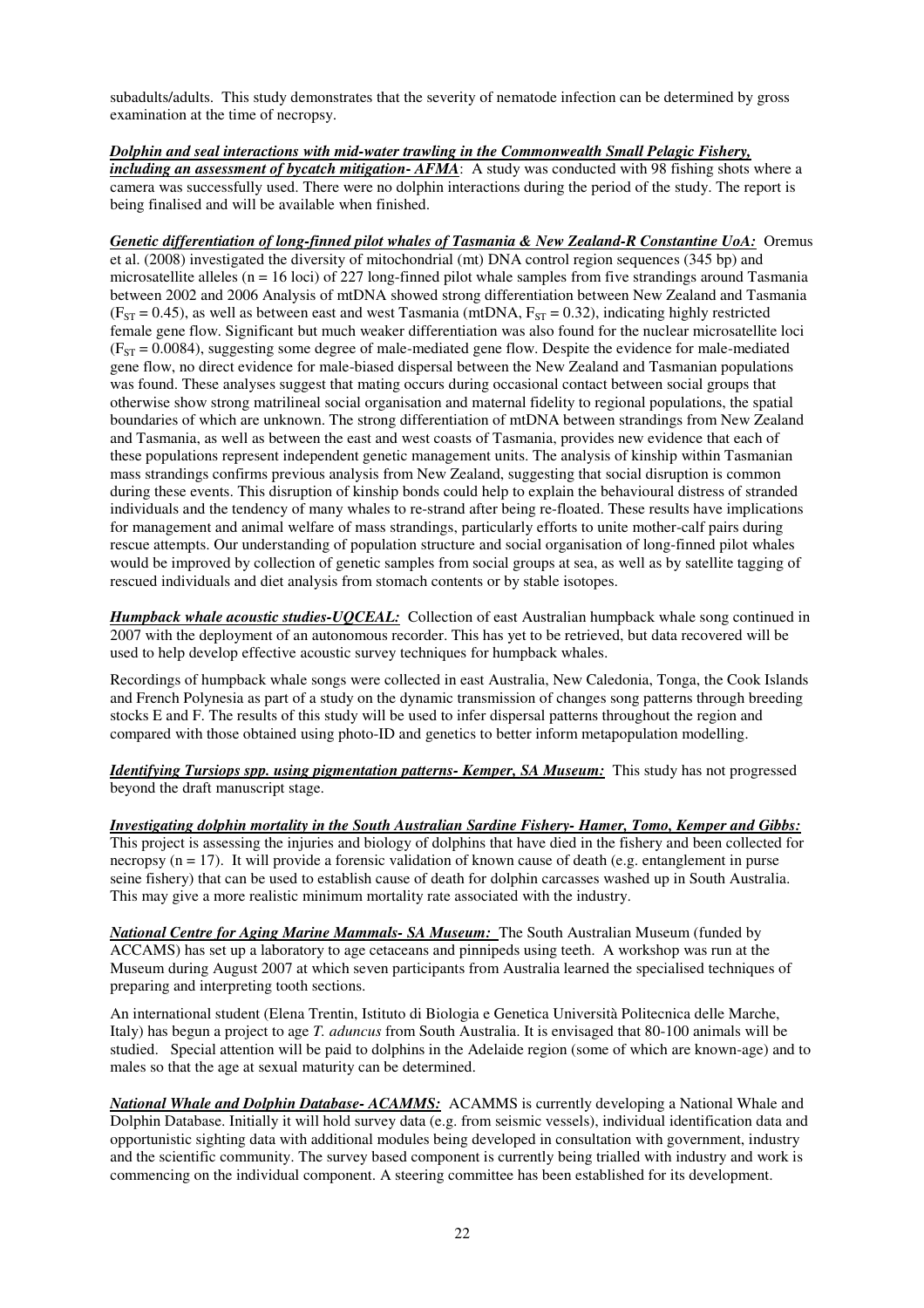subadults/adults. This study demonstrates that the severity of nematode infection can be determined by gross examination at the time of necropsy.

***Dolphin and seal interactions with mid-water trawling in the Commonwealth Small Pelagic Fishery, including an assessment of bycatch mitigation- AFMA***: A study was conducted with 98 fishing shots where a camera was successfully used. There were no dolphin interactions during the period of the study. The report is being finalised and will be available when finished.

***Genetic differentiation of long-finned pilot whales of Tasmania & New Zealand-R Constantine UoA:*** Oremus et al. (2008) investigated the diversity of mitochondrial (mt) DNA control region sequences (345 bp) and microsatellite alleles (n = 16 loci) of 227 long-finned pilot whale samples from five strandings around Tasmania between 2002 and 2006 Analysis of mtDNA showed strong differentiation between New Zealand and Tasmania ($F_{ST} = 0.45$), as well as between east and west Tasmania (mtDNA, $F_{ST} = 0.32$), indicating highly restricted female gene flow. Significant but much weaker differentiation was also found for the nuclear microsatellite loci ($F_{ST} = 0.0084$), suggesting some degree of male-mediated gene flow. Despite the evidence for male-mediated gene flow, no direct evidence for male-biased dispersal between the New Zealand and Tasmanian populations was found. These analyses suggest that mating occurs during occasional contact between social groups that otherwise show strong matrilineal social organisation and maternal fidelity to regional populations, the spatial boundaries of which are unknown. The strong differentiation of mtDNA between strandings from New Zealand and Tasmania, as well as between the east and west coasts of Tasmania, provides new evidence that each of these populations represent independent genetic management units. The analysis of kinship within Tasmanian mass strandings confirms previous analysis from New Zealand, suggesting that social disruption is common during these events. This disruption of kinship bonds could help to explain the behavioural distress of stranded individuals and the tendency of many whales to re-strand after being re-floated. These results have implications for management and animal welfare of mass strandings, particularly efforts to unite mother-calf pairs during rescue attempts. Our understanding of population structure and social organisation of long-finned pilot whales would be improved by collection of genetic samples from social groups at sea, as well as by satellite tagging of rescued individuals and diet analysis from stomach contents or by stable isotopes.

***Humpback whale acoustic studies-UQCEAL:*** Collection of east Australian humpback whale song continued in 2007 with the deployment of an autonomous recorder. This has yet to be retrieved, but data recovered will be used to help develop effective acoustic survey techniques for humpback whales.

Recordings of humpback whale songs were collected in east Australia, New Caledonia, Tonga, the Cook Islands and French Polynesia as part of a study on the dynamic transmission of changes song patterns through breeding stocks E and F. The results of this study will be used to infer dispersal patterns throughout the region and compared with those obtained using photo-ID and genetics to better inform metapopulation modelling.

***Identifying Tursiops spp. using pigmentation patterns- Kemper, SA Museum:*** This study has not progressed beyond the draft manuscript stage.

***Investigating dolphin mortality in the South Australian Sardine Fishery- Hamer, Tomo, Kemper and Gibbs:*** This project is assessing the injuries and biology of dolphins that have died in the fishery and been collected for necropsy (n = 17). It will provide a forensic validation of known cause of death (e.g. entanglement in purse seine fishery) that can be used to establish cause of death for dolphin carcasses washed up in South Australia. This may give a more realistic minimum mortality rate associated with the industry.

***National Centre for Aging Marine Mammals- SA Museum:*** The South Australian Museum (funded by ACCAMS) has set up a laboratory to age cetaceans and pinnipeds using teeth. A workshop was run at the Museum during August 2007 at which seven participants from Australia learned the specialised techniques of preparing and interpreting tooth sections.

An international student (Elena Trentin, Istituto di Biologia e Genetica Università Politecnica delle Marche, Italy) has begun a project to age *T. aduncus* from South Australia. It is envisaged that 80-100 animals will be studied. Special attention will be paid to dolphins in the Adelaide region (some of which are known-age) and to males so that the age at sexual maturity can be determined.

***National Whale and Dolphin Database- ACAMMS:*** ACAMMS is currently developing a National Whale and Dolphin Database. Initially it will hold survey data (e.g. from seismic vessels), individual identification data and opportunistic sighting data with additional modules being developed in consultation with government, industry and the scientific community. The survey based component is currently being trialled with industry and work is commencing on the individual component. A steering committee has been established for its development.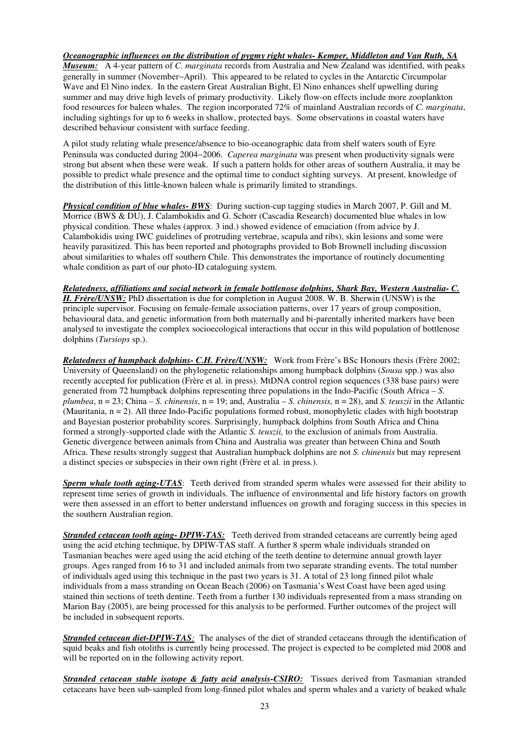***Oceanographic influences on the distribution of pygmy right whales- Kemper, Middleton and Van Ruth, SA Museum:*** A 4-year pattern of *C. marginata* records from Australia and New Zealand was identified, with peaks generally in summer (November−April). This appeared to be related to cycles in the Antarctic Circumpolar Wave and El Nino index. In the eastern Great Australian Bight, El Nino enhances shelf upwelling during summer and may drive high levels of primary productivity. Likely flow-on effects include more zooplankton food resources for baleen whales. The region incorporated 72% of mainland Australian records of *C. marginata*, including sightings for up to 6 weeks in shallow, protected bays. Some observations in coastal waters have described behaviour consistent with surface feeding.

A pilot study relating whale presence/absence to bio-oceanographic data from shelf waters south of Eyre Peninsula was conducted during 2004−2006. *Caperea marginata* was present when productivity signals were strong but absent when these were weak. If such a pattern holds for other areas of southern Australia, it may be possible to predict whale presence and the optimal time to conduct sighting surveys. At present, knowledge of the distribution of this little-known baleen whale is primarily limited to strandings.

***Physical condition of blue whales- BWS***: During suction-cup tagging studies in March 2007, P. Gill and M. Morrice (BWS & DU), J. Calambokidis and G. Schorr (Cascadia Research) documented blue whales in low physical condition. These whales (approx. 3 ind.) showed evidence of emaciation (from advice by J. Calambokidis using IWC guidelines of protruding vertebrae, scapula and ribs), skin lesions and some were heavily parasitized. This has been reported and photographs provided to Bob Brownell including discussion about similarities to whales off southern Chile. This demonstrates the importance of routinely documenting whale condition as part of our photo-ID cataloguing system.

***Relatedness, affiliations and social network in female bottlenose dolphins, Shark Bay, Western Australia- C. H. Frère/UNSW:*** PhD dissertation is due for completion in August 2008. W. B. Sherwin (UNSW) is the principle supervisor. Focusing on female-female association patterns, over 17 years of group composition, behavioural data, and genetic information from both maternally and bi-parentally inherited markers have been analysed to investigate the complex socioecological interactions that occur in this wild population of bottlenose dolphins (*Tursiops* sp.).

***Relatedness of humpback dolphins- C.H. Frère/UNSW:*** Work from Frère's BSc Honours thesis (Frère 2002; University of Queensland) on the phylogenetic relationships among humpback dolphins (*Sousa* spp.) was also recently accepted for publication (Frère et al. in press). MtDNA control region sequences (338 base pairs) were generated from 72 humpback dolphins representing three populations in the Indo-Pacific (South Africa – *S. plumbea*, n = 23; China – *S. chinensis*, n = 19; and, Australia – *S. chinensis,* n = 28), and *S. teuszii* in the Atlantic (Mauritania, n = 2). All three Indo-Pacific populations formed robust, monophyletic clades with high bootstrap and Bayesian posterior probability scores. Surprisingly, humpback dolphins from South Africa and China formed a strongly-supported clade with the Atlantic *S. teuszii,* to the exclusion of animals from Australia. Genetic divergence between animals from China and Australia was greater than between China and South Africa. These results strongly suggest that Australian humpback dolphins are not *S. chinensis* but may represent a distinct species or subspecies in their own right (Frère et al. in press.).

***Sperm whale tooth aging-UTAS***: Teeth derived from stranded sperm whales were assessed for their ability to represent time series of growth in individuals. The influence of environmental and life history factors on growth were then assessed in an effort to better understand influences on growth and foraging success in this species in the southern Australian region.

***Stranded cetacean tooth aging- DPIW-TAS:*** Teeth derived from stranded cetaceans are currently being aged using the acid etching technique, by DPIW-TAS staff. A further 8 sperm whale individuals stranded on Tasmanian beaches were aged using the acid etching of the teeth dentine to determine annual growth layer groups. Ages ranged from 16 to 31 and included animals from two separate stranding events. The total number of individuals aged using this technique in the past two years is 31. A total of 23 long finned pilot whale individuals from a mass stranding on Ocean Beach (2006) on Tasmania's West Coast have been aged using stained thin sections of teeth dentine. Teeth from a further 130 individuals represented from a mass stranding on Marion Bay (2005), are being processed for this analysis to be performed. Further outcomes of the project will be included in subsequent reports.

***Stranded cetacean diet-DPIW-TAS:*** The analyses of the diet of stranded cetaceans through the identification of squid beaks and fish otoliths is currently being processed. The project is expected to be completed mid 2008 and will be reported on in the following activity report.

***Stranded cetacean stable isotope & fatty acid analysis-CSIRO:*** Tissues derived from Tasmanian stranded cetaceans have been sub-sampled from long-finned pilot whales and sperm whales and a variety of beaked whale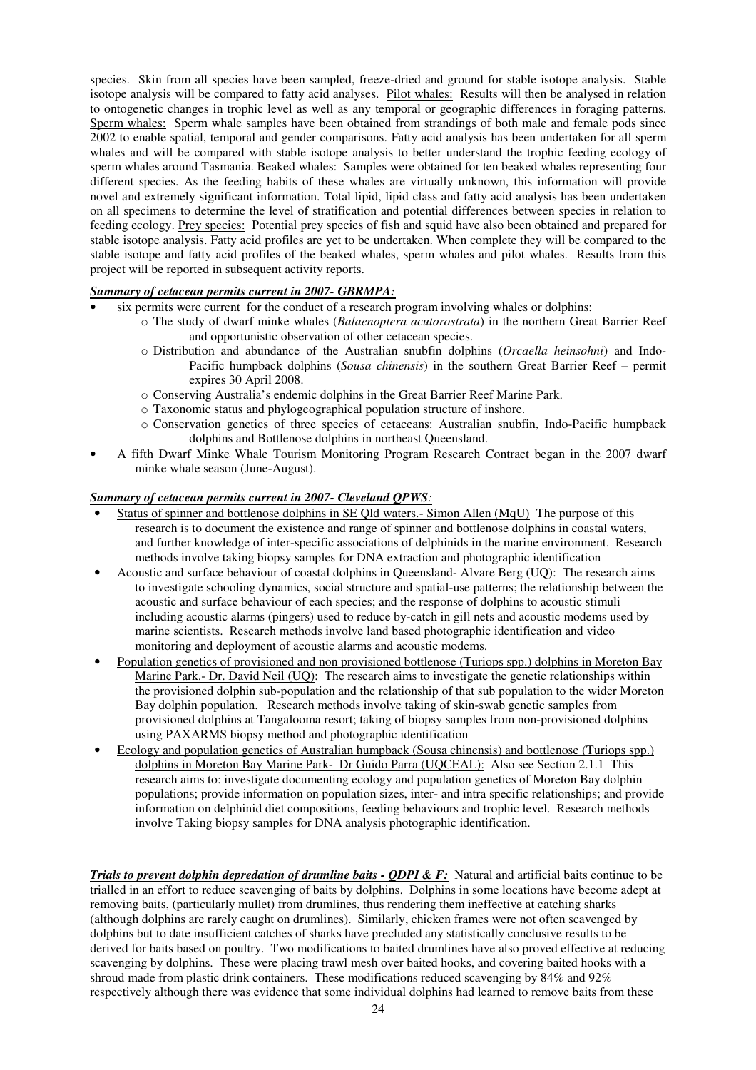species. Skin from all species have been sampled, freeze-dried and ground for stable isotope analysis. Stable isotope analysis will be compared to fatty acid analyses. Pilot whales: Results will then be analysed in relation to ontogenetic changes in trophic level as well as any temporal or geographic differences in foraging patterns. Sperm whales: Sperm whale samples have been obtained from strandings of both male and female pods since 2002 to enable spatial, temporal and gender comparisons. Fatty acid analysis has been undertaken for all sperm whales and will be compared with stable isotope analysis to better understand the trophic feeding ecology of sperm whales around Tasmania. Beaked whales: Samples were obtained for ten beaked whales representing four different species. As the feeding habits of these whales are virtually unknown, this information will provide novel and extremely significant information. Total lipid, lipid class and fatty acid analysis has been undertaken on all specimens to determine the level of stratification and potential differences between species in relation to feeding ecology. Prey species: Potential prey species of fish and squid have also been obtained and prepared for stable isotope analysis. Fatty acid profiles are yet to be undertaken. When complete they will be compared to the stable isotope and fatty acid profiles of the beaked whales, sperm whales and pilot whales. Results from this project will be reported in subsequent activity reports.

***Summary of cetacean permits current in 2007- GBRMPA:***

- six permits were current for the conduct of a research program involving whales or dolphins:
  - The study of dwarf minke whales (*Balaenoptera acutorostrata*) in the northern Great Barrier Reef and opportunistic observation of other cetacean species.
  - Distribution and abundance of the Australian snubfin dolphins (*Orcaella heinsohni*) and Indo-Pacific humpback dolphins (*Sousa chinensis*) in the southern Great Barrier Reef – permit expires 30 April 2008.
  - Conserving Australia's endemic dolphins in the Great Barrier Reef Marine Park.
  - Taxonomic status and phylogeographical population structure of inshore.
  - Conservation genetics of three species of cetaceans: Australian snubfin, Indo-Pacific humpback dolphins and Bottlenose dolphins in northeast Queensland.
- A fifth Dwarf Minke Whale Tourism Monitoring Program Research Contract began in the 2007 dwarf minke whale season (June-August).

***Summary of cetacean permits current in 2007- Cleveland QPWS:***

- Status of spinner and bottlenose dolphins in SE Qld waters.- Simon Allen (MqU) The purpose of this research is to document the existence and range of spinner and bottlenose dolphins in coastal waters, and further knowledge of inter-specific associations of delphinids in the marine environment. Research methods involve taking biopsy samples for DNA extraction and photographic identification
- Acoustic and surface behaviour of coastal dolphins in Queensland- Alvare Berg (UQ): The research aims to investigate schooling dynamics, social structure and spatial-use patterns; the relationship between the acoustic and surface behaviour of each species; and the response of dolphins to acoustic stimuli including acoustic alarms (pingers) used to reduce by-catch in gill nets and acoustic modems used by marine scientists. Research methods involve land based photographic identification and video monitoring and deployment of acoustic alarms and acoustic modems.
- Population genetics of provisioned and non provisioned bottlenose (Turiops spp.) dolphins in Moreton Bay Marine Park.- Dr. David Neil (UQ): The research aims to investigate the genetic relationships within the provisioned dolphin sub-population and the relationship of that sub population to the wider Moreton Bay dolphin population. Research methods involve taking of skin-swab genetic samples from provisioned dolphins at Tangalooma resort; taking of biopsy samples from non-provisioned dolphins using PAXARMS biopsy method and photographic identification
- Ecology and population genetics of Australian humpback (Sousa chinensis) and bottlenose (Turiops spp.) dolphins in Moreton Bay Marine Park- Dr Guido Parra (UQCEAL): Also see Section 2.1.1 This research aims to: investigate documenting ecology and population genetics of Moreton Bay dolphin populations; provide information on population sizes, inter- and intra specific relationships; and provide information on delphinid diet compositions, feeding behaviours and trophic level. Research methods involve Taking biopsy samples for DNA analysis photographic identification.

***Trials to prevent dolphin depredation of drumline baits - QDPI & F:*** Natural and artificial baits continue to be trialled in an effort to reduce scavenging of baits by dolphins. Dolphins in some locations have become adept at removing baits, (particularly mullet) from drumlines, thus rendering them ineffective at catching sharks (although dolphins are rarely caught on drumlines). Similarly, chicken frames were not often scavenged by dolphins but to date insufficient catches of sharks have precluded any statistically conclusive results to be derived for baits based on poultry. Two modifications to baited drumlines have also proved effective at reducing scavenging by dolphins. These were placing trawl mesh over baited hooks, and covering baited hooks with a shroud made from plastic drink containers. These modifications reduced scavenging by 84% and 92% respectively although there was evidence that some individual dolphins had learned to remove baits from these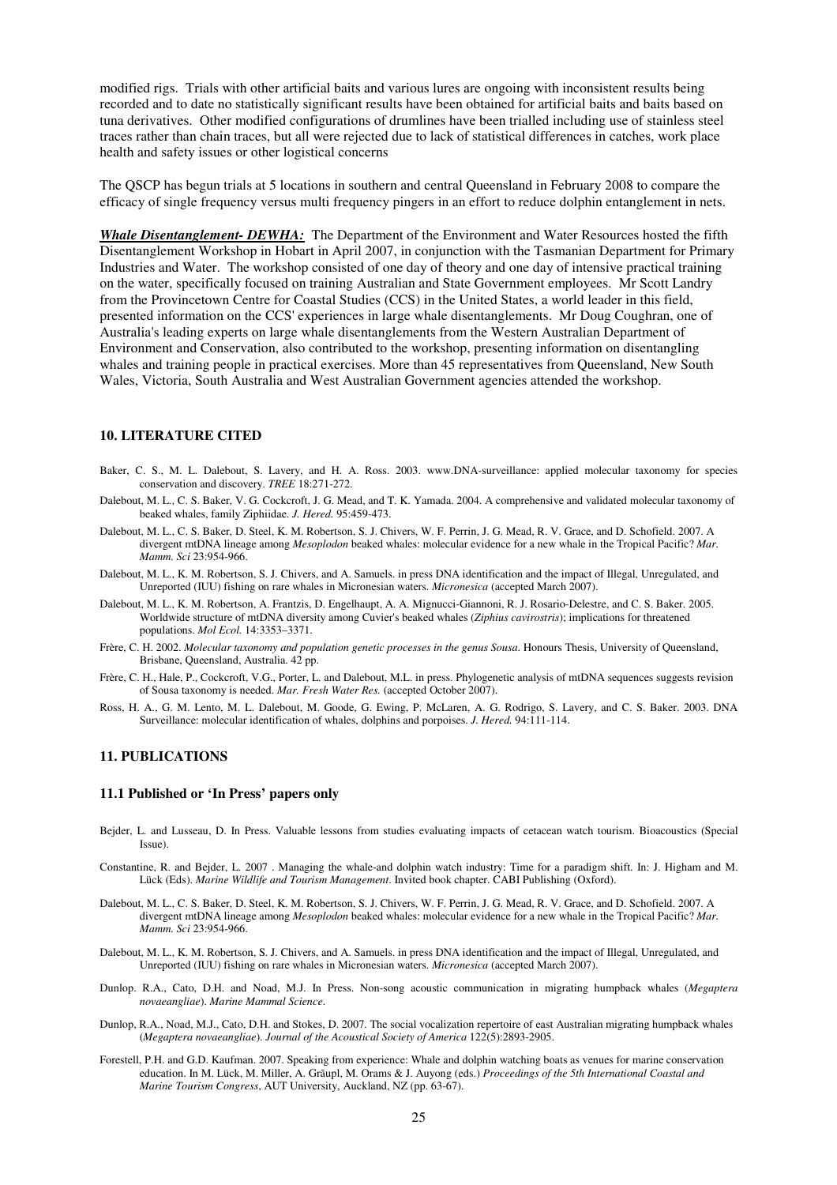modified rigs. Trials with other artificial baits and various lures are ongoing with inconsistent results being recorded and to date no statistically significant results have been obtained for artificial baits and baits based on tuna derivatives. Other modified configurations of drumlines have been trialled including use of stainless steel traces rather than chain traces, but all were rejected due to lack of statistical differences in catches, work place health and safety issues or other logistical concerns

The QSCP has begun trials at 5 locations in southern and central Queensland in February 2008 to compare the efficacy of single frequency versus multi frequency pingers in an effort to reduce dolphin entanglement in nets.

***Whale Disentanglement- DEWHA:*** The Department of the Environment and Water Resources hosted the fifth Disentanglement Workshop in Hobart in April 2007, in conjunction with the Tasmanian Department for Primary Industries and Water. The workshop consisted of one day of theory and one day of intensive practical training on the water, specifically focused on training Australian and State Government employees. Mr Scott Landry from the Provincetown Centre for Coastal Studies (CCS) in the United States, a world leader in this field, presented information on the CCS' experiences in large whale disentanglements. Mr Doug Coughran, one of Australia's leading experts on large whale disentanglements from the Western Australian Department of Environment and Conservation, also contributed to the workshop, presenting information on disentangling whales and training people in practical exercises. More than 45 representatives from Queensland, New South Wales, Victoria, South Australia and West Australian Government agencies attended the workshop.

## 10. LITERATURE CITED

Baker, C. S., M. L. Dalebout, S. Lavery, and H. A. Ross. 2003. www.DNA-surveillance: applied molecular taxonomy for species conservation and discovery. *TREE* 18:271-272.

Dalebout, M. L., C. S. Baker, V. G. Cockcroft, J. G. Mead, and T. K. Yamada. 2004. A comprehensive and validated molecular taxonomy of beaked whales, family Ziphiidae. *J. Hered.* 95:459-473.

Dalebout, M. L., C. S. Baker, D. Steel, K. M. Robertson, S. J. Chivers, W. F. Perrin, J. G. Mead, R. V. Grace, and D. Schofield. 2007. A divergent mtDNA lineage among *Mesoplodon* beaked whales: molecular evidence for a new whale in the Tropical Pacific? *Mar. Mamm. Sci* 23:954-966.

Dalebout, M. L., K. M. Robertson, S. J. Chivers, and A. Samuels. in press DNA identification and the impact of Illegal, Unregulated, and Unreported (IUU) fishing on rare whales in Micronesian waters. *Micronesica* (accepted March 2007).

Dalebout, M. L., K. M. Robertson, A. Frantzis, D. Engelhaupt, A. A. Mignucci-Giannoni, R. J. Rosario-Delestre, and C. S. Baker. 2005. Worldwide structure of mtDNA diversity among Cuvier's beaked whales (*Ziphius cavirostris*); implications for threatened populations. *Mol Ecol.* 14:3353–3371.

Frère, C. H. 2002. *Molecular taxonomy and population genetic processes in the genus Sousa*. Honours Thesis, University of Queensland, Brisbane, Queensland, Australia. 42 pp.

Frère, C. H., Hale, P., Cockcroft, V.G., Porter, L. and Dalebout, M.L. in press. Phylogenetic analysis of mtDNA sequences suggests revision of Sousa taxonomy is needed. *Mar. Fresh Water Res.* (accepted October 2007).

Ross, H. A., G. M. Lento, M. L. Dalebout, M. Goode, G. Ewing, P. McLaren, A. G. Rodrigo, S. Lavery, and C. S. Baker. 2003. DNA Surveillance: molecular identification of whales, dolphins and porpoises. *J. Hered.* 94:111-114.

## 11. PUBLICATIONS

### 11.1 Published or 'In Press' papers only

Bejder, L. and Lusseau, D. In Press. Valuable lessons from studies evaluating impacts of cetacean watch tourism. Bioacoustics (Special Issue).

Constantine, R. and Bejder, L. 2007 . Managing the whale-and dolphin watch industry: Time for a paradigm shift. In: J. Higham and M. Lück (Eds). *Marine Wildlife and Tourism Management*. Invited book chapter. CABI Publishing (Oxford).

Dalebout, M. L., C. S. Baker, D. Steel, K. M. Robertson, S. J. Chivers, W. F. Perrin, J. G. Mead, R. V. Grace, and D. Schofield. 2007. A divergent mtDNA lineage among *Mesoplodon* beaked whales: molecular evidence for a new whale in the Tropical Pacific? *Mar. Mamm. Sci* 23:954-966.

Dalebout, M. L., K. M. Robertson, S. J. Chivers, and A. Samuels. in press DNA identification and the impact of Illegal, Unregulated, and Unreported (IUU) fishing on rare whales in Micronesian waters. *Micronesica* (accepted March 2007).

Dunlop. R.A., Cato, D.H. and Noad, M.J. In Press. Non-song acoustic communication in migrating humpback whales (*Megaptera novaeangliae*). *Marine Mammal Science*.

Dunlop, R.A., Noad, M.J., Cato, D.H. and Stokes, D. 2007. The social vocalization repertoire of east Australian migrating humpback whales (*Megaptera novaeangliae*). *Journal of the Acoustical Society of America* 122(5):2893-2905.

Forestell, P.H. and G.D. Kaufman. 2007. Speaking from experience: Whale and dolphin watching boats as venues for marine conservation education. In M. Lück, M. Miller, A. Gräupl, M. Orams & J. Auyong (eds.) *Proceedings of the 5th International Coastal and Marine Tourism Congress*, AUT University, Auckland, NZ (pp. 63-67).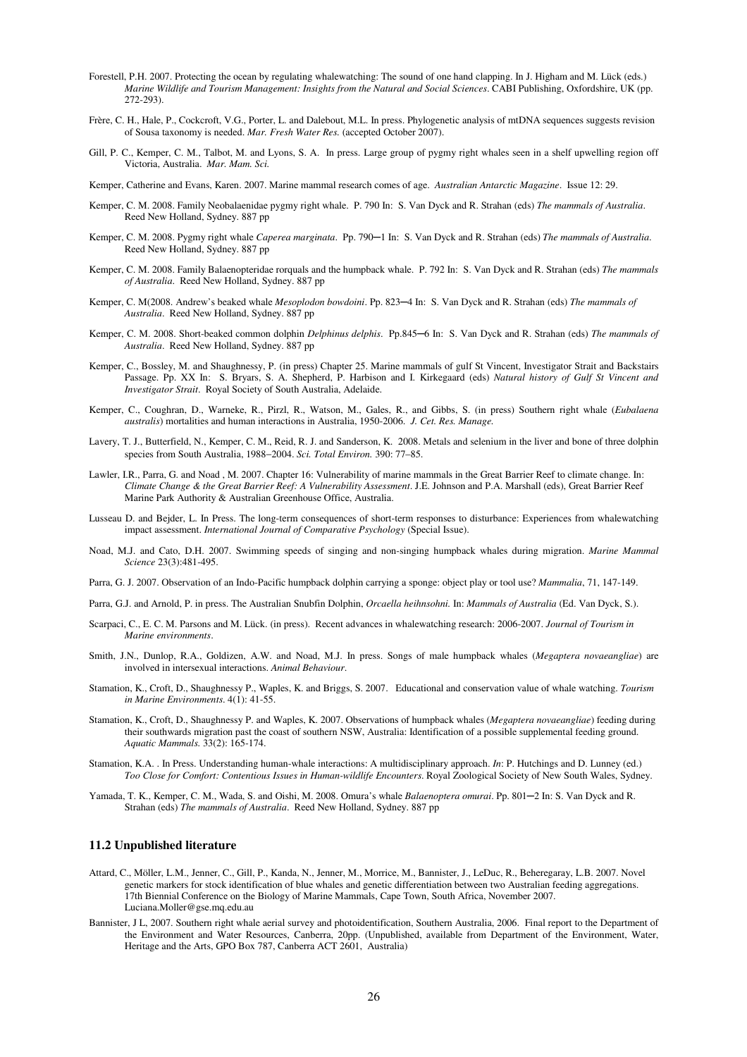Forestell, P.H. 2007. Protecting the ocean by regulating whalewatching: The sound of one hand clapping. In J. Higham and M. Lück (eds.) *Marine Wildlife and Tourism Management: Insights from the Natural and Social Sciences*. CABI Publishing, Oxfordshire, UK (pp. 272-293).

Frère, C. H., Hale, P., Cockcroft, V.G., Porter, L. and Dalebout, M.L. In press. Phylogenetic analysis of mtDNA sequences suggests revision of Sousa taxonomy is needed. *Mar. Fresh Water Res.* (accepted October 2007).

Gill, P. C., Kemper, C. M., Talbot, M. and Lyons, S. A. In press. Large group of pygmy right whales seen in a shelf upwelling region off Victoria, Australia. *Mar. Mam. Sci.*

Kemper, Catherine and Evans, Karen. 2007. Marine mammal research comes of age. *Australian Antarctic Magazine*. Issue 12: 29.

Kemper, C. M. 2008. Family Neobalaenidae pygmy right whale. P. 790 In: S. Van Dyck and R. Strahan (eds) *The mammals of Australia*. Reed New Holland, Sydney. 887 pp

Kemper, C. M. 2008. Pygmy right whale *Caperea marginata*. Pp. 790─1 In: S. Van Dyck and R. Strahan (eds) *The mammals of Australia*. Reed New Holland, Sydney. 887 pp

Kemper, C. M. 2008. Family Balaenopteridae rorquals and the humpback whale. P. 792 In: S. Van Dyck and R. Strahan (eds) *The mammals of Australia*. Reed New Holland, Sydney. 887 pp

Kemper, C. M(2008. Andrew's beaked whale *Mesoplodon bowdoini*. Pp. 823─4 In: S. Van Dyck and R. Strahan (eds) *The mammals of Australia*. Reed New Holland, Sydney. 887 pp

Kemper, C. M. 2008. Short-beaked common dolphin *Delphinus delphis*. Pp.845─6 In: S. Van Dyck and R. Strahan (eds) *The mammals of Australia*. Reed New Holland, Sydney. 887 pp

Kemper, C., Bossley, M. and Shaughnessy, P. (in press) Chapter 25. Marine mammals of gulf St Vincent, Investigator Strait and Backstairs Passage. Pp. XX In: S. Bryars, S. A. Shepherd, P. Harbison and I. Kirkegaard (eds) *Natural history of Gulf St Vincent and Investigator Strait*. Royal Society of South Australia, Adelaide.

Kemper, C., Coughran, D., Warneke, R., Pirzl, R., Watson, M., Gales, R., and Gibbs, S. (in press) Southern right whale (*Eubalaena australis*) mortalities and human interactions in Australia, 1950-2006. *J. Cet. Res. Manage.*

Lavery, T. J., Butterfield, N., Kemper, C. M., Reid, R. J. and Sanderson, K. 2008. Metals and selenium in the liver and bone of three dolphin species from South Australia, 1988─2004. *Sci. Total Environ.* 390: 77–85.

Lawler, I.R., Parra, G. and Noad , M. 2007. Chapter 16: Vulnerability of marine mammals in the Great Barrier Reef to climate change. In: *Climate Change & the Great Barrier Reef: A Vulnerability Assessment*. J.E. Johnson and P.A. Marshall (eds), Great Barrier Reef Marine Park Authority & Australian Greenhouse Office, Australia.

Lusseau D. and Bejder, L. In Press. The long-term consequences of short-term responses to disturbance: Experiences from whalewatching impact assessment. *International Journal of Comparative Psychology* (Special Issue).

Noad, M.J. and Cato, D.H. 2007. Swimming speeds of singing and non-singing humpback whales during migration. *Marine Mammal Science* 23(3):481-495.

Parra, G. J. 2007. Observation of an Indo-Pacific humpback dolphin carrying a sponge: object play or tool use? *Mammalia*, 71, 147-149.

Parra, G.J. and Arnold, P. in press. The Australian Snubfin Dolphin, *Orcaella heihnsohni.* In: *Mammals of Australia* (Ed. Van Dyck, S.).

Scarpaci, C., E. C. M. Parsons and M. Lück. (in press). Recent advances in whalewatching research: 2006-2007. *Journal of Tourism in Marine environments*.

Smith, J.N., Dunlop, R.A., Goldizen, A.W. and Noad, M.J. In press. Songs of male humpback whales (*Megaptera novaeangliae*) are involved in intersexual interactions. *Animal Behaviour*.

Stamation, K., Croft, D., Shaughnessy P., Waples, K. and Briggs, S. 2007. Educational and conservation value of whale watching. *Tourism in Marine Environments*. 4(1): 41-55.

Stamation, K., Croft, D., Shaughnessy P. and Waples, K. 2007. Observations of humpback whales (*Megaptera novaeangliae*) feeding during their southwards migration past the coast of southern NSW, Australia: Identification of a possible supplemental feeding ground. *Aquatic Mammals.* 33(2): 165-174.

Stamation, K.A. . In Press. Understanding human-whale interactions: A multidisciplinary approach. *In*: P. Hutchings and D. Lunney (ed.) *Too Close for Comfort: Contentious Issues in Human-wildlife Encounters*. Royal Zoological Society of New South Wales, Sydney.

Yamada, T. K., Kemper, C. M., Wada, S. and Oishi, M. 2008. Omura's whale *Balaenoptera omurai*. Pp. 801─2 In: S. Van Dyck and R. Strahan (eds) *The mammals of Australia*. Reed New Holland, Sydney. 887 pp

### 11.2 Unpublished literature

Attard, C., Möller, L.M., Jenner, C., Gill, P., Kanda, N., Jenner, M., Morrice, M., Bannister, J., LeDuc, R., Beheregaray, L.B. 2007. Novel genetic markers for stock identification of blue whales and genetic differentiation between two Australian feeding aggregations. 17th Biennial Conference on the Biology of Marine Mammals, Cape Town, South Africa, November 2007. Luciana.Moller@gse.mq.edu.au

Bannister, J L, 2007. Southern right whale aerial survey and photoidentification, Southern Australia, 2006. Final report to the Department of the Environment and Water Resources, Canberra, 20pp. (Unpublished, available from Department of the Environment, Water, Heritage and the Arts, GPO Box 787, Canberra ACT 2601, Australia)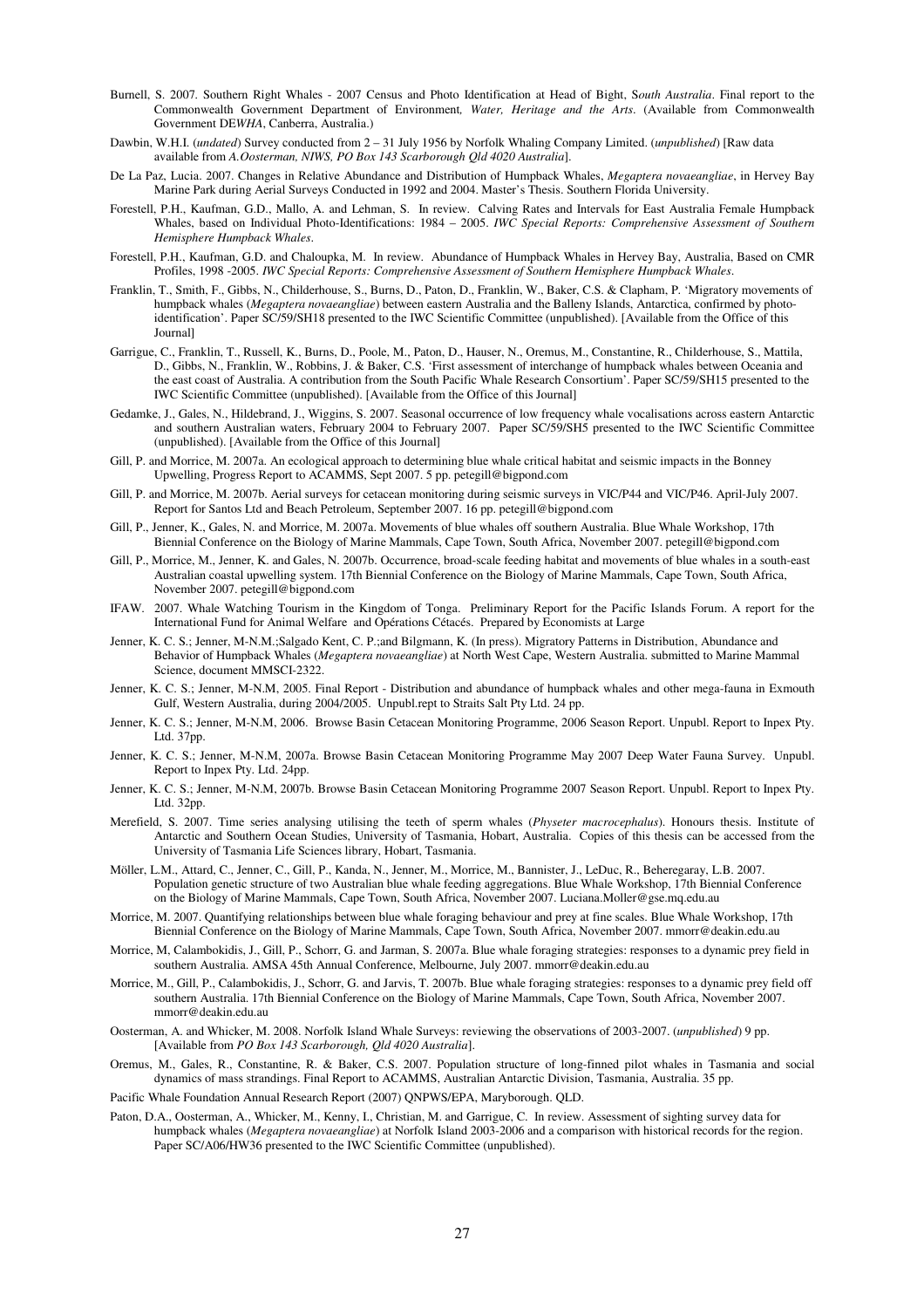Burnell, S. 2007. Southern Right Whales - 2007 Census and Photo Identification at Head of Bight, S*outh Australia*. Final report to the Commonwealth Government Department of Environment*, Water, Heritage and the Arts*. (Available from Commonwealth Government DE*WHA*, Canberra, Australia.)

Dawbin, W.H.I. (*undated*) Survey conducted from 2 – 31 July 1956 by Norfolk Whaling Company Limited. (*unpublished*) [Raw data available from *A.Oosterman, NIWS, PO Box 143 Scarborough Qld 4020 Australia*].

De La Paz, Lucia. 2007. Changes in Relative Abundance and Distribution of Humpback Whales, *Megaptera novaeangliae*, in Hervey Bay Marine Park during Aerial Surveys Conducted in 1992 and 2004. Master's Thesis. Southern Florida University.

Forestell, P.H., Kaufman, G.D., Mallo, A. and Lehman, S. In review. Calving Rates and Intervals for East Australia Female Humpback Whales, based on Individual Photo-Identifications: 1984 – 2005. *IWC Special Reports: Comprehensive Assessment of Southern Hemisphere Humpback Whales*.

Forestell, P.H., Kaufman, G.D. and Chaloupka, M. In review. Abundance of Humpback Whales in Hervey Bay, Australia, Based on CMR Profiles, 1998 -2005. *IWC Special Reports: Comprehensive Assessment of Southern Hemisphere Humpback Whales*.

Franklin, T., Smith, F., Gibbs, N., Childerhouse, S., Burns, D., Paton, D., Franklin, W., Baker, C.S. & Clapham, P. 'Migratory movements of humpback whales (*Megaptera novaeangliae*) between eastern Australia and the Balleny Islands, Antarctica, confirmed by photo-identification'. Paper SC/59/SH18 presented to the IWC Scientific Committee (unpublished). [Available from the Office of this Journal]

Garrigue, C., Franklin, T., Russell, K., Burns, D., Poole, M., Paton, D., Hauser, N., Oremus, M., Constantine, R., Childerhouse, S., Mattila, D., Gibbs, N., Franklin, W., Robbins, J. & Baker, C.S. 'First assessment of interchange of humpback whales between Oceania and the east coast of Australia. A contribution from the South Pacific Whale Research Consortium'. Paper SC/59/SH15 presented to the IWC Scientific Committee (unpublished). [Available from the Office of this Journal]

Gedamke, J., Gales, N., Hildebrand, J., Wiggins, S. 2007. Seasonal occurrence of low frequency whale vocalisations across eastern Antarctic and southern Australian waters, February 2004 to February 2007. Paper SC/59/SH5 presented to the IWC Scientific Committee (unpublished). [Available from the Office of this Journal]

Gill, P. and Morrice, M. 2007a. An ecological approach to determining blue whale critical habitat and seismic impacts in the Bonney Upwelling, Progress Report to ACAMMS, Sept 2007. 5 pp. petegill@bigpond.com

Gill, P. and Morrice, M. 2007b. Aerial surveys for cetacean monitoring during seismic surveys in VIC/P44 and VIC/P46. April-July 2007. Report for Santos Ltd and Beach Petroleum, September 2007. 16 pp. petegill@bigpond.com

Gill, P., Jenner, K., Gales, N. and Morrice, M. 2007a. Movements of blue whales off southern Australia. Blue Whale Workshop, 17th Biennial Conference on the Biology of Marine Mammals, Cape Town, South Africa, November 2007. petegill@bigpond.com

Gill, P., Morrice, M., Jenner, K. and Gales, N. 2007b. Occurrence, broad-scale feeding habitat and movements of blue whales in a south-east Australian coastal upwelling system. 17th Biennial Conference on the Biology of Marine Mammals, Cape Town, South Africa, November 2007. petegill@bigpond.com

IFAW. 2007. Whale Watching Tourism in the Kingdom of Tonga. Preliminary Report for the Pacific Islands Forum. A report for the International Fund for Animal Welfare and Opérations Cétacés. Prepared by Economists at Large

Jenner, K. C. S.; Jenner, M-N.M.;Salgado Kent, C. P.;and Bilgmann, K. (In press). Migratory Patterns in Distribution, Abundance and Behavior of Humpback Whales (*Megaptera novaeangliae*) at North West Cape, Western Australia. submitted to Marine Mammal Science, document MMSCI-2322.

Jenner, K. C. S.; Jenner, M-N.M, 2005. Final Report - Distribution and abundance of humpback whales and other mega-fauna in Exmouth Gulf, Western Australia, during 2004/2005. Unpubl.rept to Straits Salt Pty Ltd. 24 pp.

Jenner, K. C. S.; Jenner, M-N.M, 2006. Browse Basin Cetacean Monitoring Programme, 2006 Season Report. Unpubl. Report to Inpex Pty. Ltd. 37pp.

Jenner, K. C. S.; Jenner, M-N.M, 2007a. Browse Basin Cetacean Monitoring Programme May 2007 Deep Water Fauna Survey. Unpubl. Report to Inpex Pty. Ltd. 24pp.

Jenner, K. C. S.; Jenner, M-N.M, 2007b. Browse Basin Cetacean Monitoring Programme 2007 Season Report. Unpubl. Report to Inpex Pty. Ltd. 32pp.

Merefield, S. 2007. Time series analysing utilising the teeth of sperm whales (*Physeter macrocephalus*). Honours thesis. Institute of Antarctic and Southern Ocean Studies, University of Tasmania, Hobart, Australia. Copies of this thesis can be accessed from the University of Tasmania Life Sciences library, Hobart, Tasmania.

Möller, L.M., Attard, C., Jenner, C., Gill, P., Kanda, N., Jenner, M., Morrice, M., Bannister, J., LeDuc, R., Beheregaray, L.B. 2007. Population genetic structure of two Australian blue whale feeding aggregations. Blue Whale Workshop, 17th Biennial Conference on the Biology of Marine Mammals, Cape Town, South Africa, November 2007. Luciana.Moller@gse.mq.edu.au

Morrice, M. 2007. Quantifying relationships between blue whale foraging behaviour and prey at fine scales. Blue Whale Workshop, 17th Biennial Conference on the Biology of Marine Mammals, Cape Town, South Africa, November 2007. mmorr@deakin.edu.au

Morrice, M, Calambokidis, J., Gill, P., Schorr, G. and Jarman, S. 2007a. Blue whale foraging strategies: responses to a dynamic prey field in southern Australia. AMSA 45th Annual Conference, Melbourne, July 2007. mmorr@deakin.edu.au

Morrice, M., Gill, P., Calambokidis, J., Schorr, G. and Jarvis, T. 2007b. Blue whale foraging strategies: responses to a dynamic prey field off southern Australia. 17th Biennial Conference on the Biology of Marine Mammals, Cape Town, South Africa, November 2007. mmorr@deakin.edu.au

Oosterman, A. and Whicker, M. 2008. Norfolk Island Whale Surveys: reviewing the observations of 2003-2007. (*unpublished*) 9 pp. [Available from *PO Box 143 Scarborough, Qld 4020 Australia*].

Oremus, M., Gales, R., Constantine, R. & Baker, C.S. 2007. Population structure of long-finned pilot whales in Tasmania and social dynamics of mass strandings. Final Report to ACAMMS, Australian Antarctic Division, Tasmania, Australia. 35 pp.

Pacific Whale Foundation Annual Research Report (2007) QNPWS/EPA, Maryborough. QLD.

Paton, D.A., Oosterman, A., Whicker, M., Kenny, I., Christian, M. and Garrigue, C. In review. Assessment of sighting survey data for humpback whales (*Megaptera novaeangliae*) at Norfolk Island 2003-2006 and a comparison with historical records for the region. Paper SC/A06/HW36 presented to the IWC Scientific Committee (unpublished).